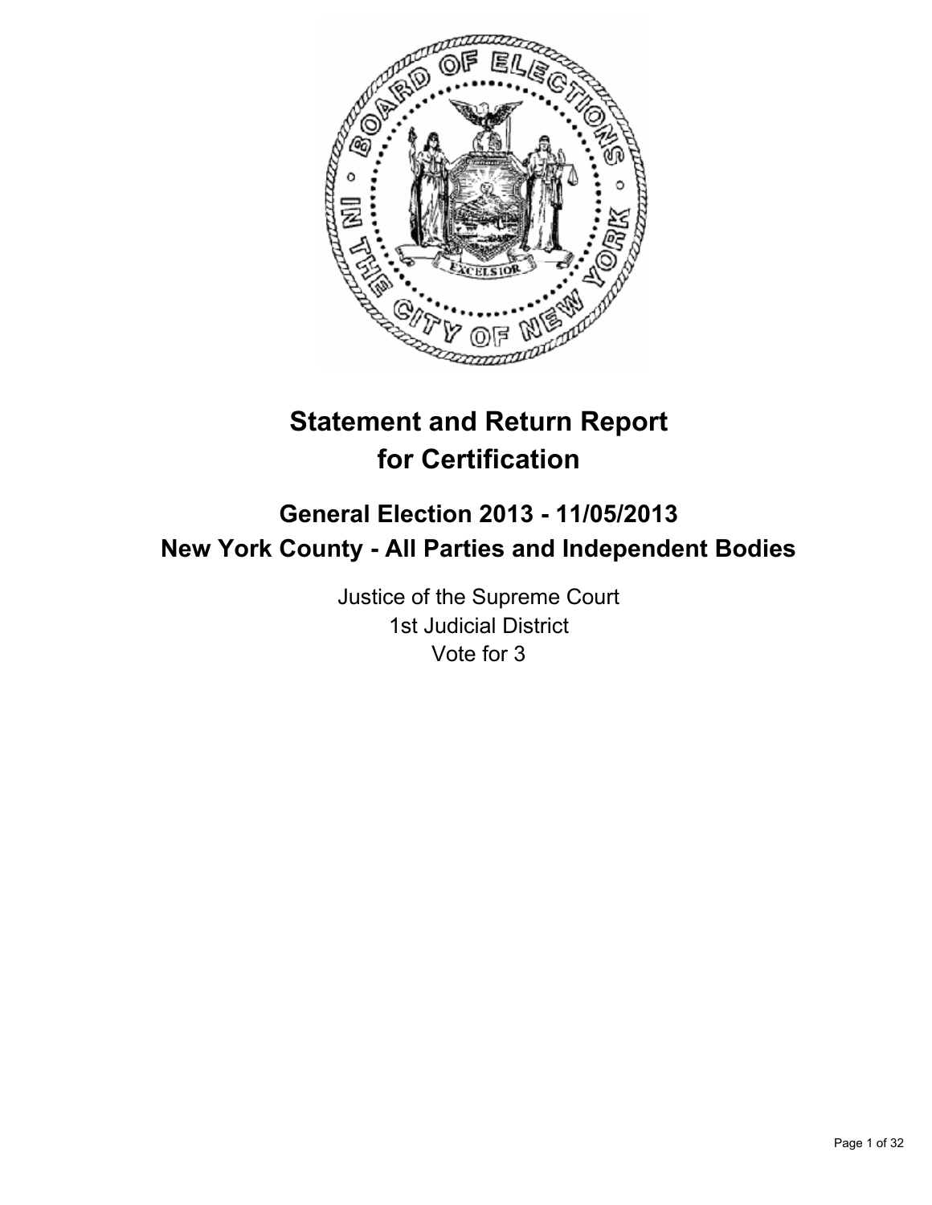# Statement and Return Report for Certification

## General Election 2013 - 11/05/2013
## New York County - All Parties and Independent Bodies

Justice of the Supreme Court
1st Judicial District
Vote for 3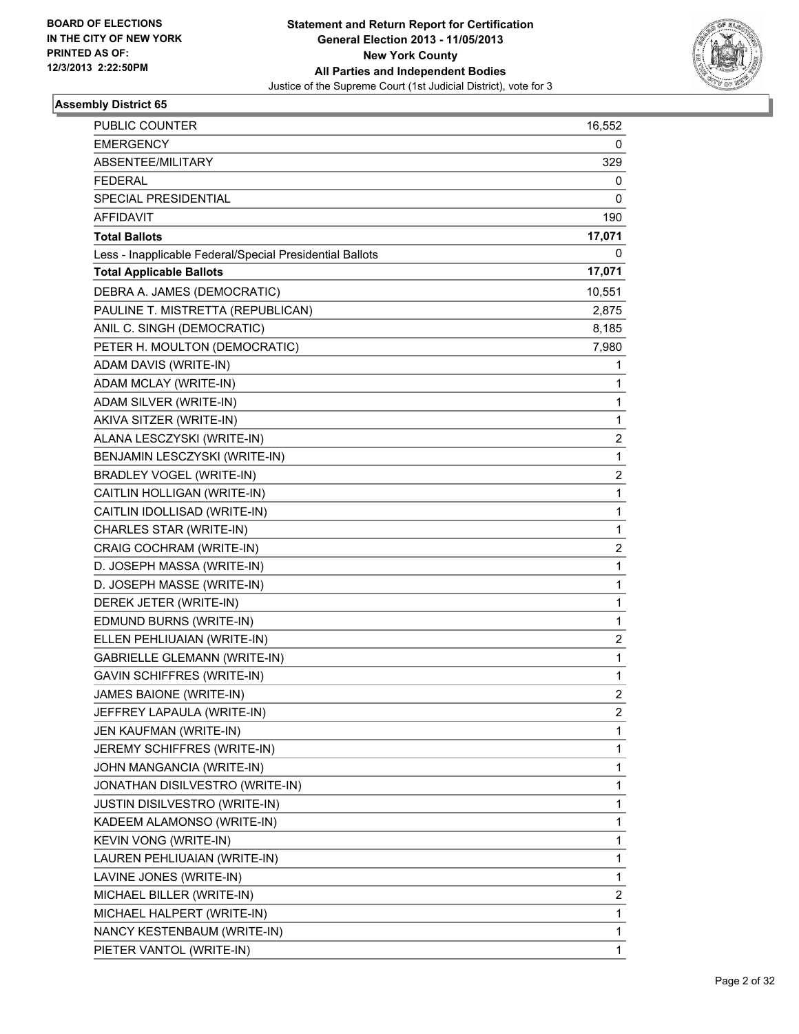**BOARD OF ELECTIONS IN THE CITY OF NEW YORK PRINTED AS OF: 12/3/2013 2:22:50PM**

**Statement and Return Report for Certification**
**General Election 2013 - 11/05/2013**
**New York County**
**All Parties and Independent Bodies**
Justice of the Supreme Court (1st Judicial District), vote for 3

### Assembly District 65

| | |
|---|---|
| PUBLIC COUNTER | 16,552 |
| EMERGENCY | 0 |
| ABSENTEE/MILITARY | 329 |
| FEDERAL | 0 |
| SPECIAL PRESIDENTIAL | 0 |
| AFFIDAVIT | 190 |
| **Total Ballots** | **17,071** |
| Less - Inapplicable Federal/Special Presidential Ballots | 0 |
| **Total Applicable Ballots** | **17,071** |
| DEBRA A. JAMES (DEMOCRATIC) | 10,551 |
| PAULINE T. MISTRETTA (REPUBLICAN) | 2,875 |
| ANIL C. SINGH (DEMOCRATIC) | 8,185 |
| PETER H. MOULTON (DEMOCRATIC) | 7,980 |
| ADAM DAVIS (WRITE-IN) | 1 |
| ADAM MCLAY (WRITE-IN) | 1 |
| ADAM SILVER (WRITE-IN) | 1 |
| AKIVA SITZER (WRITE-IN) | 1 |
| ALANA LESCZYSKI (WRITE-IN) | 2 |
| BENJAMIN LESCZYSKI (WRITE-IN) | 1 |
| BRADLEY VOGEL (WRITE-IN) | 2 |
| CAITLIN HOLLIGAN (WRITE-IN) | 1 |
| CAITLIN IDOLLISAD (WRITE-IN) | 1 |
| CHARLES STAR (WRITE-IN) | 1 |
| CRAIG COCHRAM (WRITE-IN) | 2 |
| D. JOSEPH MASSA (WRITE-IN) | 1 |
| D. JOSEPH MASSE (WRITE-IN) | 1 |
| DEREK JETER (WRITE-IN) | 1 |
| EDMUND BURNS (WRITE-IN) | 1 |
| ELLEN PEHLIUAIAN (WRITE-IN) | 2 |
| GABRIELLE GLEMANN (WRITE-IN) | 1 |
| GAVIN SCHIFFRES (WRITE-IN) | 1 |
| JAMES BAIONE (WRITE-IN) | 2 |
| JEFFREY LAPAULA (WRITE-IN) | 2 |
| JEN KAUFMAN (WRITE-IN) | 1 |
| JEREMY SCHIFFRES (WRITE-IN) | 1 |
| JOHN MANGANCIA (WRITE-IN) | 1 |
| JONATHAN DISILVESTRO (WRITE-IN) | 1 |
| JUSTIN DISILVESTRO (WRITE-IN) | 1 |
| KADEEM ALAMONSO (WRITE-IN) | 1 |
| KEVIN VONG (WRITE-IN) | 1 |
| LAUREN PEHLIUAIAN (WRITE-IN) | 1 |
| LAVINE JONES (WRITE-IN) | 1 |
| MICHAEL BILLER (WRITE-IN) | 2 |
| MICHAEL HALPERT (WRITE-IN) | 1 |
| NANCY KESTENBAUM (WRITE-IN) | 1 |
| PIETER VANTOL (WRITE-IN) | 1 |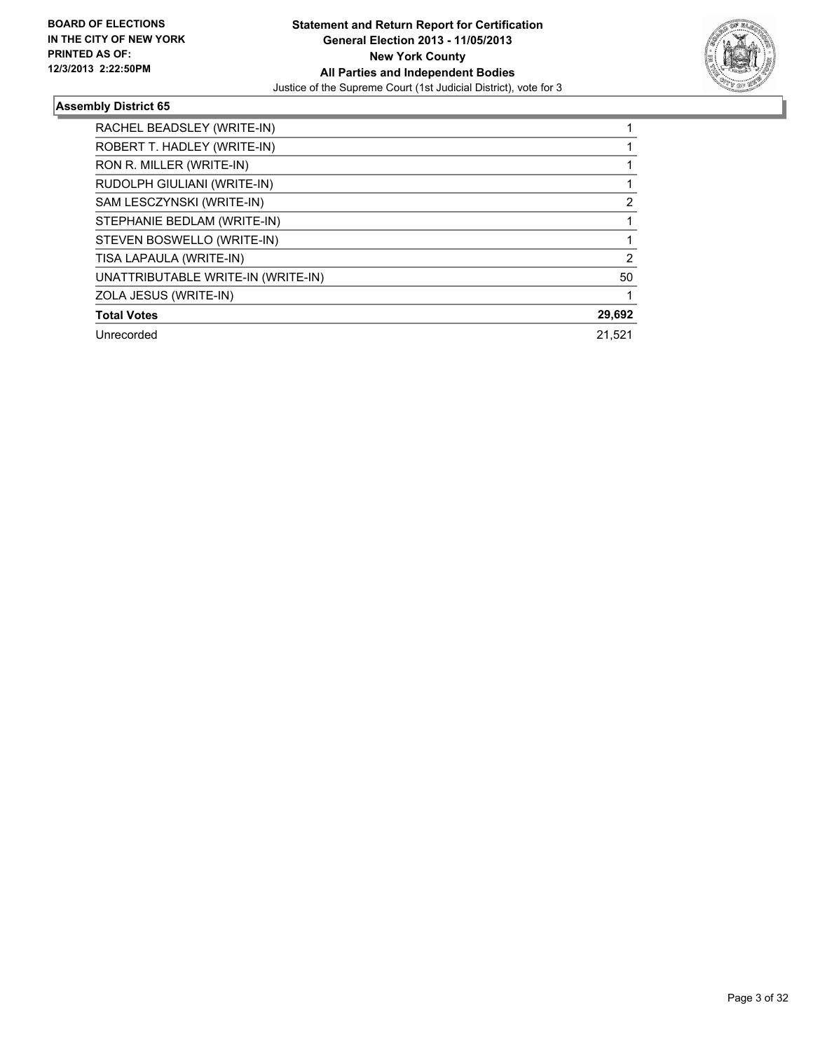**BOARD OF ELECTIONS IN THE CITY OF NEW YORK PRINTED AS OF: 12/3/2013 2:22:50PM**

**Statement and Return Report for Certification**
**General Election 2013 - 11/05/2013**
**New York County**
**All Parties and Independent Bodies**
Justice of the Supreme Court (1st Judicial District), vote for 3

### Assembly District 65

| | |
|---|---|
| RACHEL BEADSLEY (WRITE-IN) | 1 |
| ROBERT T. HADLEY (WRITE-IN) | 1 |
| RON R. MILLER (WRITE-IN) | 1 |
| RUDOLPH GIULIANI (WRITE-IN) | 1 |
| SAM LESCZYNSKI (WRITE-IN) | 2 |
| STEPHANIE BEDLAM (WRITE-IN) | 1 |
| STEVEN BOSWELLO (WRITE-IN) | 1 |
| TISA LAPAULA (WRITE-IN) | 2 |
| UNATTRIBUTABLE WRITE-IN (WRITE-IN) | 50 |
| ZOLA JESUS (WRITE-IN) | 1 |
| **Total Votes** | **29,692** |
| Unrecorded | 21,521 |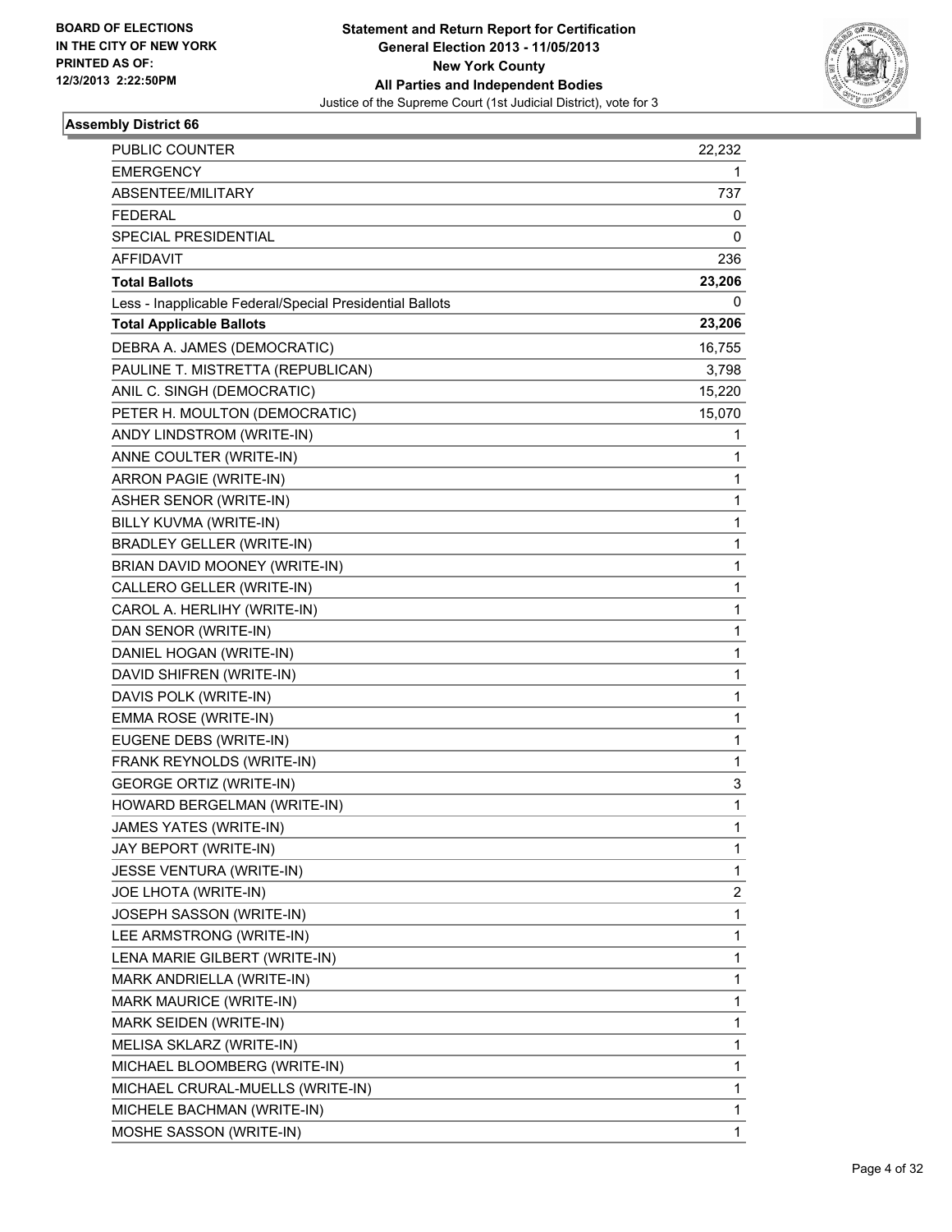BOARD OF ELECTIONS IN THE CITY OF NEW YORK PRINTED AS OF: 12/3/2013 2:22:50PM

**Statement and Return Report for Certification**
**General Election 2013 - 11/05/2013**
**New York County**
**All Parties and Independent Bodies**
Justice of the Supreme Court (1st Judicial District), vote for 3

### Assembly District 66

| | |
|---|---|
| PUBLIC COUNTER | 22,232 |
| EMERGENCY | 1 |
| ABSENTEE/MILITARY | 737 |
| FEDERAL | 0 |
| SPECIAL PRESIDENTIAL | 0 |
| AFFIDAVIT | 236 |
| **Total Ballots** | **23,206** |
| Less - Inapplicable Federal/Special Presidential Ballots | 0 |
| **Total Applicable Ballots** | **23,206** |
| DEBRA A. JAMES (DEMOCRATIC) | 16,755 |
| PAULINE T. MISTRETTA (REPUBLICAN) | 3,798 |
| ANIL C. SINGH (DEMOCRATIC) | 15,220 |
| PETER H. MOULTON (DEMOCRATIC) | 15,070 |
| ANDY LINDSTROM (WRITE-IN) | 1 |
| ANNE COULTER (WRITE-IN) | 1 |
| ARRON PAGIE (WRITE-IN) | 1 |
| ASHER SENOR (WRITE-IN) | 1 |
| BILLY KUVMA (WRITE-IN) | 1 |
| BRADLEY GELLER (WRITE-IN) | 1 |
| BRIAN DAVID MOONEY (WRITE-IN) | 1 |
| CALLERO GELLER (WRITE-IN) | 1 |
| CAROL A. HERLIHY (WRITE-IN) | 1 |
| DAN SENOR (WRITE-IN) | 1 |
| DANIEL HOGAN (WRITE-IN) | 1 |
| DAVID SHIFREN (WRITE-IN) | 1 |
| DAVIS POLK (WRITE-IN) | 1 |
| EMMA ROSE (WRITE-IN) | 1 |
| EUGENE DEBS (WRITE-IN) | 1 |
| FRANK REYNOLDS (WRITE-IN) | 1 |
| GEORGE ORTIZ (WRITE-IN) | 3 |
| HOWARD BERGELMAN (WRITE-IN) | 1 |
| JAMES YATES (WRITE-IN) | 1 |
| JAY BEPORT (WRITE-IN) | 1 |
| JESSE VENTURA (WRITE-IN) | 1 |
| JOE LHOTA (WRITE-IN) | 2 |
| JOSEPH SASSON (WRITE-IN) | 1 |
| LEE ARMSTRONG (WRITE-IN) | 1 |
| LENA MARIE GILBERT (WRITE-IN) | 1 |
| MARK ANDRIELLA (WRITE-IN) | 1 |
| MARK MAURICE (WRITE-IN) | 1 |
| MARK SEIDEN (WRITE-IN) | 1 |
| MELISA SKLARZ (WRITE-IN) | 1 |
| MICHAEL BLOOMBERG (WRITE-IN) | 1 |
| MICHAEL CRURAL-MUELLS (WRITE-IN) | 1 |
| MICHELE BACHMAN (WRITE-IN) | 1 |
| MOSHE SASSON (WRITE-IN) | 1 |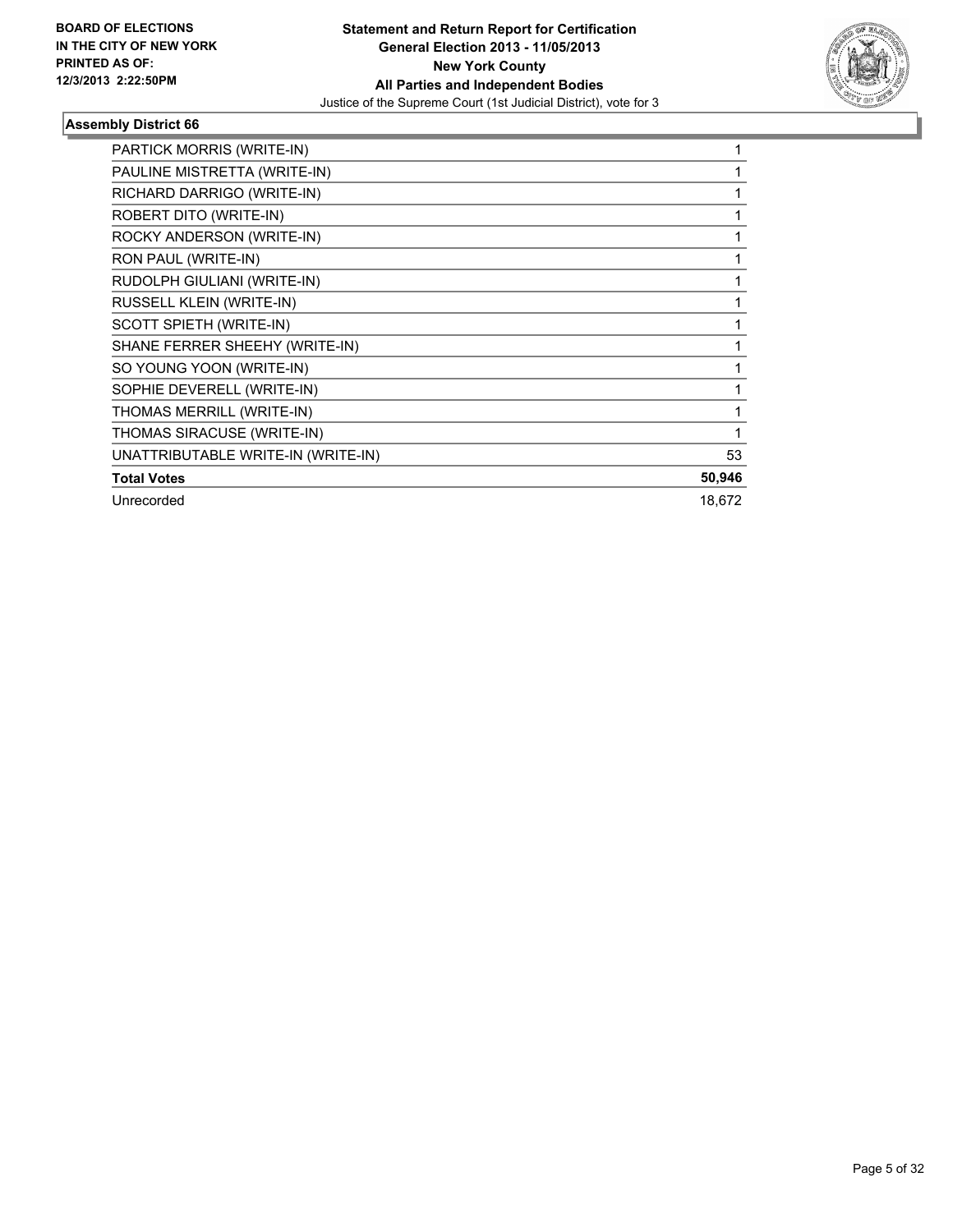**BOARD OF ELECTIONS IN THE CITY OF NEW YORK PRINTED AS OF: 12/3/2013 2:22:50PM**

**Statement and Return Report for Certification**
**General Election 2013 - 11/05/2013**
**New York County**
**All Parties and Independent Bodies**
Justice of the Supreme Court (1st Judicial District), vote for 3

### Assembly District 66

| | |
|---|---|
| PARTICK MORRIS (WRITE-IN) | 1 |
| PAULINE MISTRETTA (WRITE-IN) | 1 |
| RICHARD DARRIGO (WRITE-IN) | 1 |
| ROBERT DITO (WRITE-IN) | 1 |
| ROCKY ANDERSON (WRITE-IN) | 1 |
| RON PAUL (WRITE-IN) | 1 |
| RUDOLPH GIULIANI (WRITE-IN) | 1 |
| RUSSELL KLEIN (WRITE-IN) | 1 |
| SCOTT SPIETH (WRITE-IN) | 1 |
| SHANE FERRER SHEEHY (WRITE-IN) | 1 |
| SO YOUNG YOON (WRITE-IN) | 1 |
| SOPHIE DEVERELL (WRITE-IN) | 1 |
| THOMAS MERRILL (WRITE-IN) | 1 |
| THOMAS SIRACUSE (WRITE-IN) | 1 |
| UNATTRIBUTABLE WRITE-IN (WRITE-IN) | 53 |
| **Total Votes** | **50,946** |
| Unrecorded | 18,672 |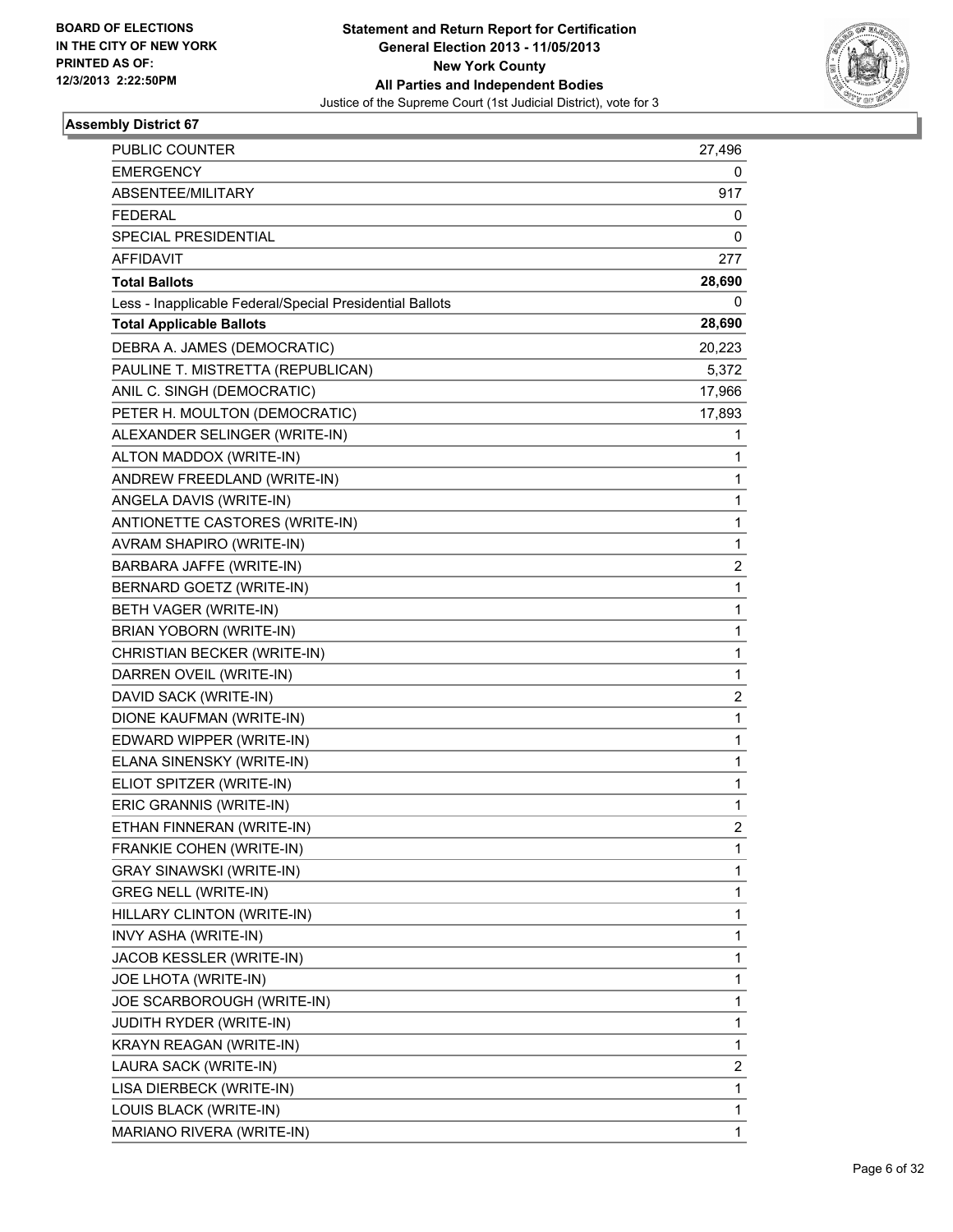BOARD OF ELECTIONS
IN THE CITY OF NEW YORK
PRINTED AS OF:
12/3/2013 2:22:50PM

**Statement and Return Report for Certification**
**General Election 2013 - 11/05/2013**
**New York County**
**All Parties and Independent Bodies**
Justice of the Supreme Court (1st Judicial District), vote for 3

### Assembly District 67

| | |
|---|---|
| PUBLIC COUNTER | 27,496 |
| EMERGENCY | 0 |
| ABSENTEE/MILITARY | 917 |
| FEDERAL | 0 |
| SPECIAL PRESIDENTIAL | 0 |
| AFFIDAVIT | 277 |
| **Total Ballots** | **28,690** |
| Less - Inapplicable Federal/Special Presidential Ballots | 0 |
| **Total Applicable Ballots** | **28,690** |
| DEBRA A. JAMES (DEMOCRATIC) | 20,223 |
| PAULINE T. MISTRETTA (REPUBLICAN) | 5,372 |
| ANIL C. SINGH (DEMOCRATIC) | 17,966 |
| PETER H. MOULTON (DEMOCRATIC) | 17,893 |
| ALEXANDER SELINGER (WRITE-IN) | 1 |
| ALTON MADDOX (WRITE-IN) | 1 |
| ANDREW FREEDLAND (WRITE-IN) | 1 |
| ANGELA DAVIS (WRITE-IN) | 1 |
| ANTIONETTE CASTORES (WRITE-IN) | 1 |
| AVRAM SHAPIRO (WRITE-IN) | 1 |
| BARBARA JAFFE (WRITE-IN) | 2 |
| BERNARD GOETZ (WRITE-IN) | 1 |
| BETH VAGER (WRITE-IN) | 1 |
| BRIAN YOBORN (WRITE-IN) | 1 |
| CHRISTIAN BECKER (WRITE-IN) | 1 |
| DARREN OVEIL (WRITE-IN) | 1 |
| DAVID SACK (WRITE-IN) | 2 |
| DIONE KAUFMAN (WRITE-IN) | 1 |
| EDWARD WIPPER (WRITE-IN) | 1 |
| ELANA SINENSKY (WRITE-IN) | 1 |
| ELIOT SPITZER (WRITE-IN) | 1 |
| ERIC GRANNIS (WRITE-IN) | 1 |
| ETHAN FINNERAN (WRITE-IN) | 2 |
| FRANKIE COHEN (WRITE-IN) | 1 |
| GRAY SINAWSKI (WRITE-IN) | 1 |
| GREG NELL (WRITE-IN) | 1 |
| HILLARY CLINTON (WRITE-IN) | 1 |
| INVY ASHA (WRITE-IN) | 1 |
| JACOB KESSLER (WRITE-IN) | 1 |
| JOE LHOTA (WRITE-IN) | 1 |
| JOE SCARBOROUGH (WRITE-IN) | 1 |
| JUDITH RYDER (WRITE-IN) | 1 |
| KRAYN REAGAN (WRITE-IN) | 1 |
| LAURA SACK (WRITE-IN) | 2 |
| LISA DIERBECK (WRITE-IN) | 1 |
| LOUIS BLACK (WRITE-IN) | 1 |
| MARIANO RIVERA (WRITE-IN) | 1 |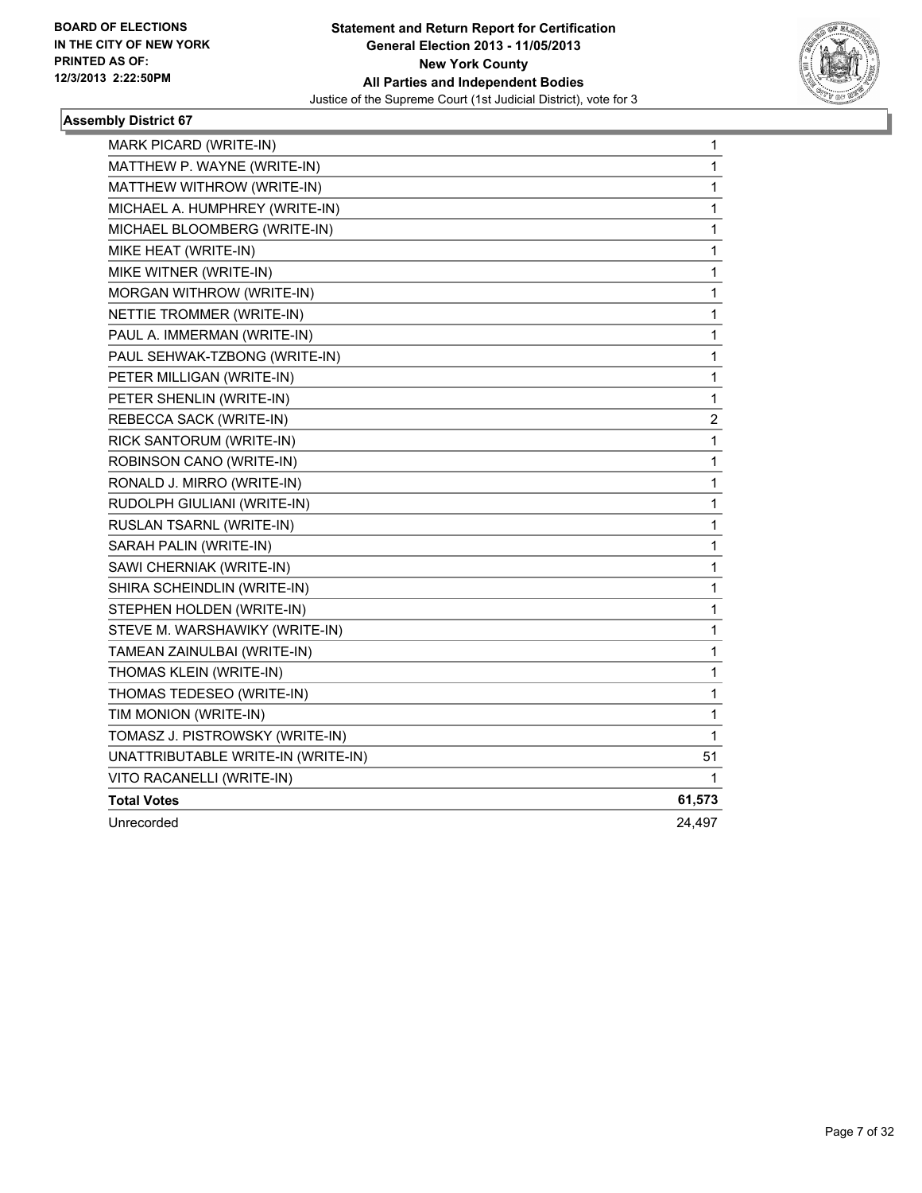**Statement and Return Report for Certification**
**General Election 2013 - 11/05/2013**
**New York County**
**All Parties and Independent Bodies**
Justice of the Supreme Court (1st Judicial District), vote for 3

BOARD OF ELECTIONS
IN THE CITY OF NEW YORK
PRINTED AS OF:
12/3/2013 2:22:50PM

### Assembly District 67

| Candidate | Votes |
|---|---|
| MARK PICARD (WRITE-IN) | 1 |
| MATTHEW P. WAYNE (WRITE-IN) | 1 |
| MATTHEW WITHROW (WRITE-IN) | 1 |
| MICHAEL A. HUMPHREY (WRITE-IN) | 1 |
| MICHAEL BLOOMBERG (WRITE-IN) | 1 |
| MIKE HEAT (WRITE-IN) | 1 |
| MIKE WITNER (WRITE-IN) | 1 |
| MORGAN WITHROW (WRITE-IN) | 1 |
| NETTIE TROMMER (WRITE-IN) | 1 |
| PAUL A. IMMERMAN (WRITE-IN) | 1 |
| PAUL SEHWAK-TZBONG (WRITE-IN) | 1 |
| PETER MILLIGAN (WRITE-IN) | 1 |
| PETER SHENLIN (WRITE-IN) | 1 |
| REBECCA SACK (WRITE-IN) | 2 |
| RICK SANTORUM (WRITE-IN) | 1 |
| ROBINSON CANO (WRITE-IN) | 1 |
| RONALD J. MIRRO (WRITE-IN) | 1 |
| RUDOLPH GIULIANI (WRITE-IN) | 1 |
| RUSLAN TSARNL (WRITE-IN) | 1 |
| SARAH PALIN (WRITE-IN) | 1 |
| SAWI CHERNIAK (WRITE-IN) | 1 |
| SHIRA SCHEINDLIN (WRITE-IN) | 1 |
| STEPHEN HOLDEN (WRITE-IN) | 1 |
| STEVE M. WARSHAWIKY (WRITE-IN) | 1 |
| TAMEAN ZAINULBAI (WRITE-IN) | 1 |
| THOMAS KLEIN (WRITE-IN) | 1 |
| THOMAS TEDESEO (WRITE-IN) | 1 |
| TIM MONION (WRITE-IN) | 1 |
| TOMASZ J. PISTROWSKY (WRITE-IN) | 1 |
| UNATTRIBUTABLE WRITE-IN (WRITE-IN) | 51 |
| VITO RACANELLI (WRITE-IN) | 1 |
| **Total Votes** | **61,573** |
| Unrecorded | 24,497 |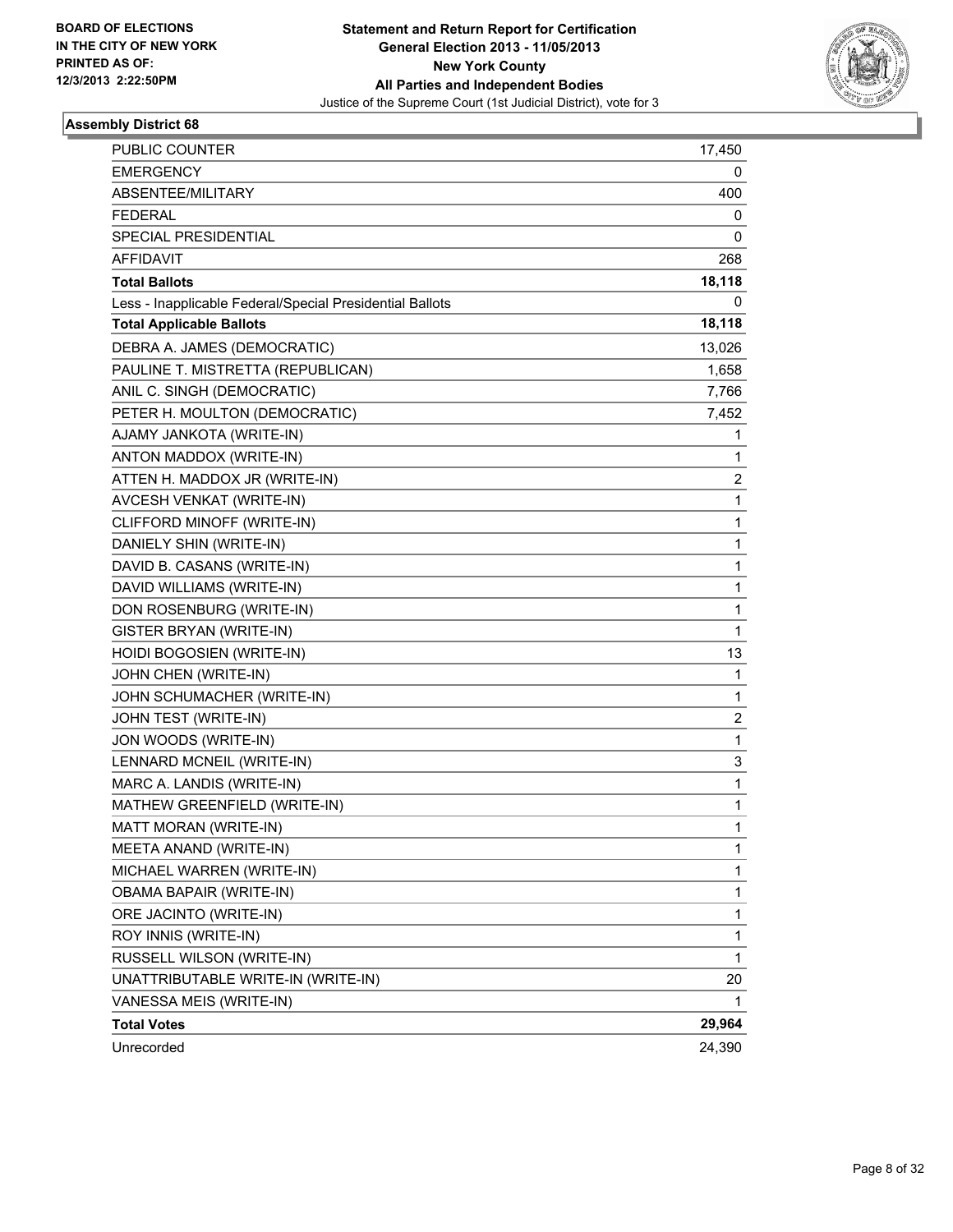BOARD OF ELECTIONS
IN THE CITY OF NEW YORK
PRINTED AS OF:
12/3/2013 2:22:50PM

**Statement and Return Report for Certification**
**General Election 2013 - 11/05/2013**
**New York County**
**All Parties and Independent Bodies**
Justice of the Supreme Court (1st Judicial District), vote for 3

### Assembly District 68

| | |
|---|---|
| PUBLIC COUNTER | 17,450 |
| EMERGENCY | 0 |
| ABSENTEE/MILITARY | 400 |
| FEDERAL | 0 |
| SPECIAL PRESIDENTIAL | 0 |
| AFFIDAVIT | 268 |
| **Total Ballots** | **18,118** |
| Less - Inapplicable Federal/Special Presidential Ballots | 0 |
| **Total Applicable Ballots** | **18,118** |
| DEBRA A. JAMES (DEMOCRATIC) | 13,026 |
| PAULINE T. MISTRETTA (REPUBLICAN) | 1,658 |
| ANIL C. SINGH (DEMOCRATIC) | 7,766 |
| PETER H. MOULTON (DEMOCRATIC) | 7,452 |
| AJAMY JANKOTA (WRITE-IN) | 1 |
| ANTON MADDOX (WRITE-IN) | 1 |
| ATTEN H. MADDOX JR (WRITE-IN) | 2 |
| AVCESH VENKAT (WRITE-IN) | 1 |
| CLIFFORD MINOFF (WRITE-IN) | 1 |
| DANIELY SHIN (WRITE-IN) | 1 |
| DAVID B. CASANS (WRITE-IN) | 1 |
| DAVID WILLIAMS (WRITE-IN) | 1 |
| DON ROSENBURG (WRITE-IN) | 1 |
| GISTER BRYAN (WRITE-IN) | 1 |
| HOIDI BOGOSIEN (WRITE-IN) | 13 |
| JOHN CHEN (WRITE-IN) | 1 |
| JOHN SCHUMACHER (WRITE-IN) | 1 |
| JOHN TEST (WRITE-IN) | 2 |
| JON WOODS (WRITE-IN) | 1 |
| LENNARD MCNEIL (WRITE-IN) | 3 |
| MARC A. LANDIS (WRITE-IN) | 1 |
| MATHEW GREENFIELD (WRITE-IN) | 1 |
| MATT MORAN (WRITE-IN) | 1 |
| MEETA ANAND (WRITE-IN) | 1 |
| MICHAEL WARREN (WRITE-IN) | 1 |
| OBAMA BAPAIR (WRITE-IN) | 1 |
| ORE JACINTO (WRITE-IN) | 1 |
| ROY INNIS (WRITE-IN) | 1 |
| RUSSELL WILSON (WRITE-IN) | 1 |
| UNATTRIBUTABLE WRITE-IN (WRITE-IN) | 20 |
| VANESSA MEIS (WRITE-IN) | 1 |
| **Total Votes** | **29,964** |
| Unrecorded | 24,390 |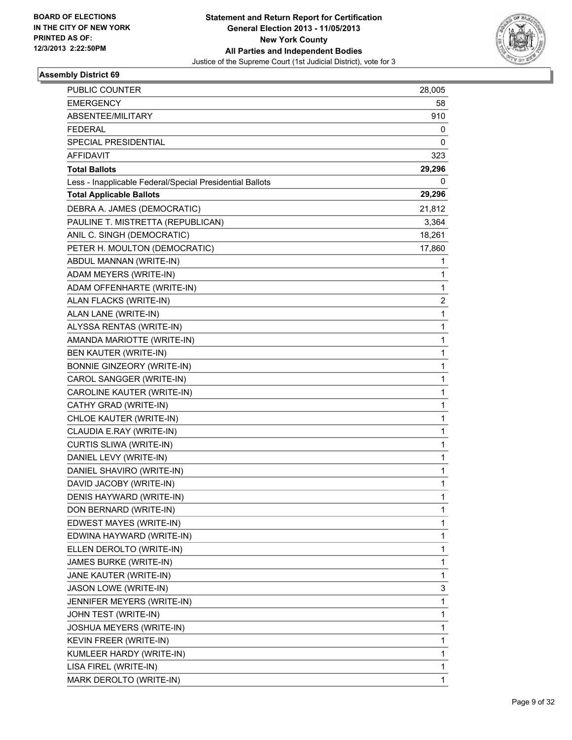BOARD OF ELECTIONS
IN THE CITY OF NEW YORK
PRINTED AS OF:
12/3/2013 2:22:50PM

**Statement and Return Report for Certification**
**General Election 2013 - 11/05/2013**
**New York County**
**All Parties and Independent Bodies**
Justice of the Supreme Court (1st Judicial District), vote for 3

### Assembly District 69

| | |
|---|---|
| PUBLIC COUNTER | 28,005 |
| EMERGENCY | 58 |
| ABSENTEE/MILITARY | 910 |
| FEDERAL | 0 |
| SPECIAL PRESIDENTIAL | 0 |
| AFFIDAVIT | 323 |
| **Total Ballots** | **29,296** |
| Less - Inapplicable Federal/Special Presidential Ballots | 0 |
| **Total Applicable Ballots** | **29,296** |
| DEBRA A. JAMES (DEMOCRATIC) | 21,812 |
| PAULINE T. MISTRETTA (REPUBLICAN) | 3,364 |
| ANIL C. SINGH (DEMOCRATIC) | 18,261 |
| PETER H. MOULTON (DEMOCRATIC) | 17,860 |
| ABDUL MANNAN (WRITE-IN) | 1 |
| ADAM MEYERS (WRITE-IN) | 1 |
| ADAM OFFENHARTE (WRITE-IN) | 1 |
| ALAN FLACKS (WRITE-IN) | 2 |
| ALAN LANE (WRITE-IN) | 1 |
| ALYSSA RENTAS (WRITE-IN) | 1 |
| AMANDA MARIOTTE (WRITE-IN) | 1 |
| BEN KAUTER (WRITE-IN) | 1 |
| BONNIE GINZEORY (WRITE-IN) | 1 |
| CAROL SANGGER (WRITE-IN) | 1 |
| CAROLINE KAUTER (WRITE-IN) | 1 |
| CATHY GRAD (WRITE-IN) | 1 |
| CHLOE KAUTER (WRITE-IN) | 1 |
| CLAUDIA E.RAY (WRITE-IN) | 1 |
| CURTIS SLIWA (WRITE-IN) | 1 |
| DANIEL LEVY (WRITE-IN) | 1 |
| DANIEL SHAVIRO (WRITE-IN) | 1 |
| DAVID JACOBY (WRITE-IN) | 1 |
| DENIS HAYWARD (WRITE-IN) | 1 |
| DON BERNARD (WRITE-IN) | 1 |
| EDWEST MAYES (WRITE-IN) | 1 |
| EDWINA HAYWARD (WRITE-IN) | 1 |
| ELLEN DEROLTO (WRITE-IN) | 1 |
| JAMES BURKE (WRITE-IN) | 1 |
| JANE KAUTER (WRITE-IN) | 1 |
| JASON LOWE (WRITE-IN) | 3 |
| JENNIFER MEYERS (WRITE-IN) | 1 |
| JOHN TEST (WRITE-IN) | 1 |
| JOSHUA MEYERS (WRITE-IN) | 1 |
| KEVIN FREER (WRITE-IN) | 1 |
| KUMLEER HARDY (WRITE-IN) | 1 |
| LISA FIREL (WRITE-IN) | 1 |
| MARK DEROLTO (WRITE-IN) | 1 |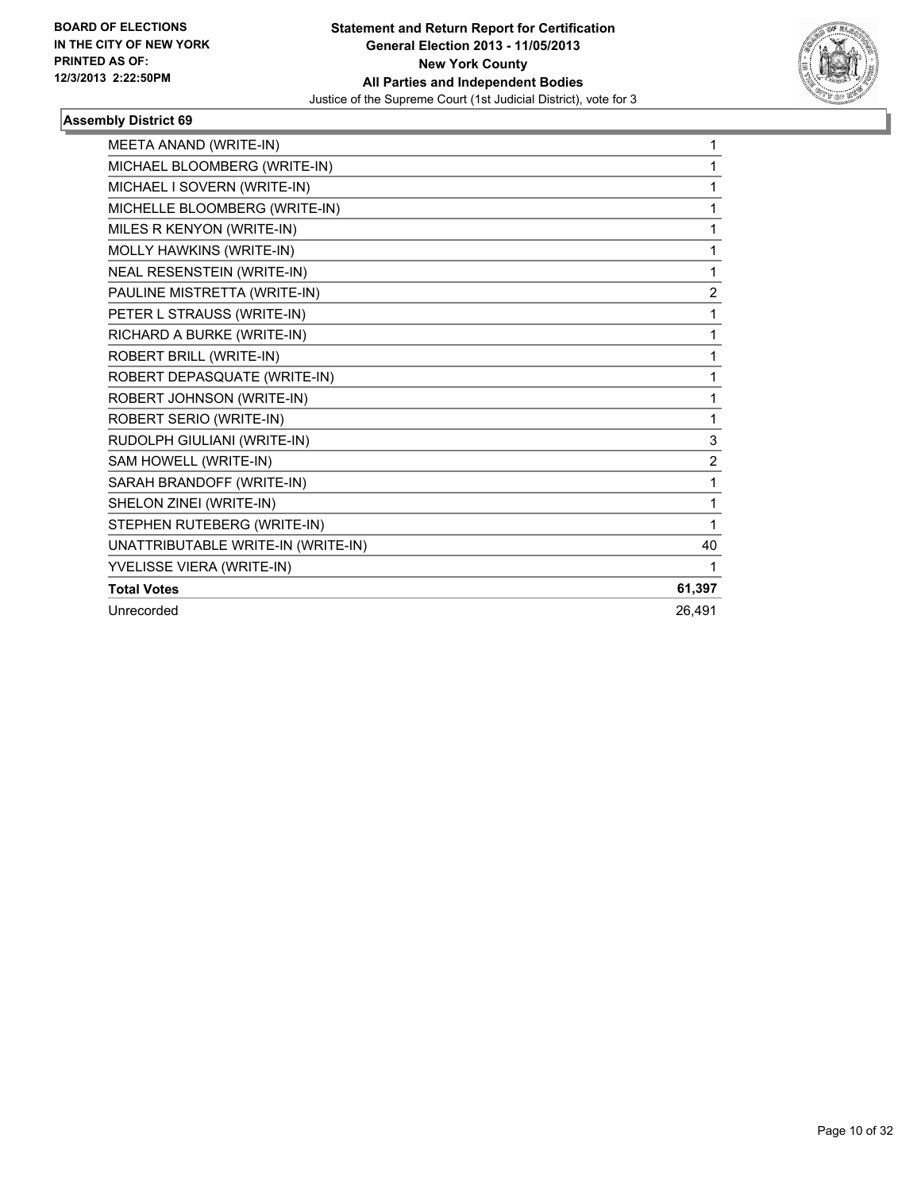**BOARD OF ELECTIONS IN THE CITY OF NEW YORK PRINTED AS OF: 12/3/2013 2:22:50PM**

**Statement and Return Report for Certification General Election 2013 - 11/05/2013 New York County All Parties and Independent Bodies**

Justice of the Supreme Court (1st Judicial District), vote for 3

### Assembly District 69

| | |
|---|---|
| MEETA ANAND (WRITE-IN) | 1 |
| MICHAEL BLOOMBERG (WRITE-IN) | 1 |
| MICHAEL I SOVERN (WRITE-IN) | 1 |
| MICHELLE BLOOMBERG (WRITE-IN) | 1 |
| MILES R KENYON (WRITE-IN) | 1 |
| MOLLY HAWKINS (WRITE-IN) | 1 |
| NEAL RESENSTEIN (WRITE-IN) | 1 |
| PAULINE MISTRETTA (WRITE-IN) | 2 |
| PETER L STRAUSS (WRITE-IN) | 1 |
| RICHARD A BURKE (WRITE-IN) | 1 |
| ROBERT BRILL (WRITE-IN) | 1 |
| ROBERT DEPASQUATE (WRITE-IN) | 1 |
| ROBERT JOHNSON (WRITE-IN) | 1 |
| ROBERT SERIO (WRITE-IN) | 1 |
| RUDOLPH GIULIANI (WRITE-IN) | 3 |
| SAM HOWELL (WRITE-IN) | 2 |
| SARAH BRANDOFF (WRITE-IN) | 1 |
| SHELON ZINEI (WRITE-IN) | 1 |
| STEPHEN RUTEBERG (WRITE-IN) | 1 |
| UNATTRIBUTABLE WRITE-IN (WRITE-IN) | 40 |
| YVELISSE VIERA (WRITE-IN) | 1 |
| **Total Votes** | **61,397** |
| Unrecorded | 26,491 |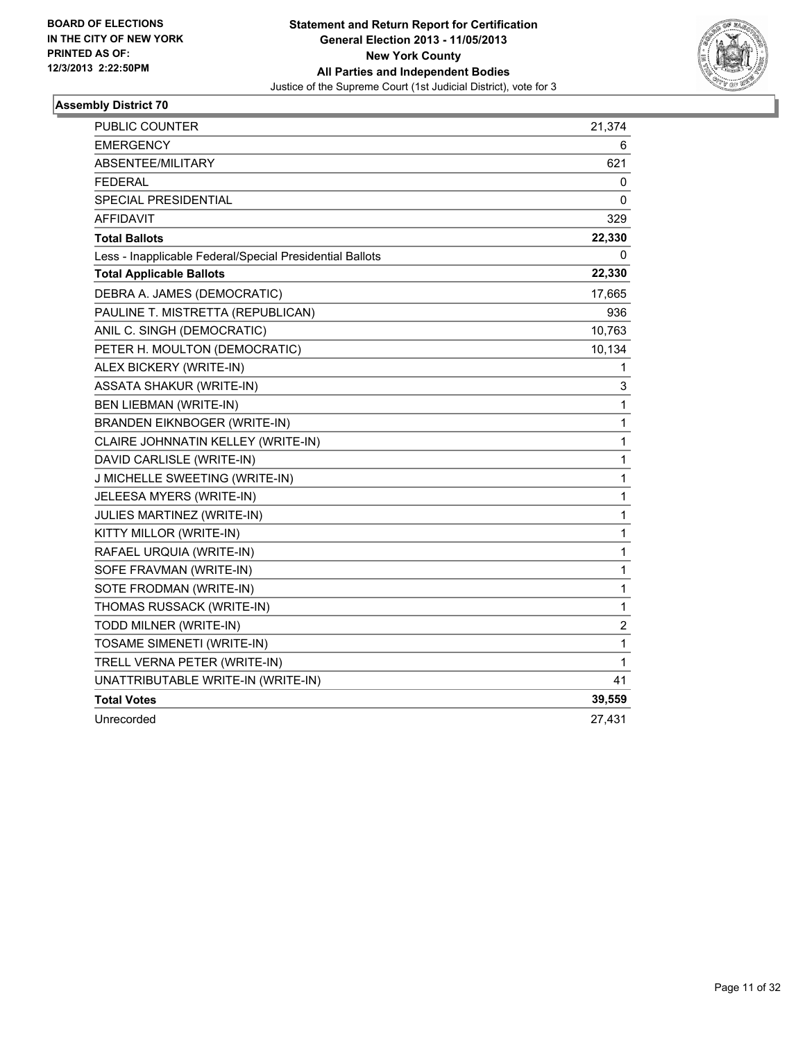BOARD OF ELECTIONS
IN THE CITY OF NEW YORK
PRINTED AS OF:
12/3/2013 2:22:50PM

**Statement and Return Report for Certification**
**General Election 2013 - 11/05/2013**
**New York County**
**All Parties and Independent Bodies**
Justice of the Supreme Court (1st Judicial District), vote for 3

### Assembly District 70

| | |
|---|---|
| PUBLIC COUNTER | 21,374 |
| EMERGENCY | 6 |
| ABSENTEE/MILITARY | 621 |
| FEDERAL | 0 |
| SPECIAL PRESIDENTIAL | 0 |
| AFFIDAVIT | 329 |
| **Total Ballots** | **22,330** |
| Less - Inapplicable Federal/Special Presidential Ballots | 0 |
| **Total Applicable Ballots** | **22,330** |
| DEBRA A. JAMES (DEMOCRATIC) | 17,665 |
| PAULINE T. MISTRETTA (REPUBLICAN) | 936 |
| ANIL C. SINGH (DEMOCRATIC) | 10,763 |
| PETER H. MOULTON (DEMOCRATIC) | 10,134 |
| ALEX BICKERY (WRITE-IN) | 1 |
| ASSATA SHAKUR (WRITE-IN) | 3 |
| BEN LIEBMAN (WRITE-IN) | 1 |
| BRANDEN EIKNBOGER (WRITE-IN) | 1 |
| CLAIRE JOHNNATIN KELLEY (WRITE-IN) | 1 |
| DAVID CARLISLE (WRITE-IN) | 1 |
| J MICHELLE SWEETING (WRITE-IN) | 1 |
| JELEESA MYERS (WRITE-IN) | 1 |
| JULIES MARTINEZ (WRITE-IN) | 1 |
| KITTY MILLOR (WRITE-IN) | 1 |
| RAFAEL URQUIA (WRITE-IN) | 1 |
| SOFE FRAVMAN (WRITE-IN) | 1 |
| SOTE FRODMAN (WRITE-IN) | 1 |
| THOMAS RUSSACK (WRITE-IN) | 1 |
| TODD MILNER (WRITE-IN) | 2 |
| TOSAME SIMENETI (WRITE-IN) | 1 |
| TRELL VERNA PETER (WRITE-IN) | 1 |
| UNATTRIBUTABLE WRITE-IN (WRITE-IN) | 41 |
| **Total Votes** | **39,559** |
| Unrecorded | 27,431 |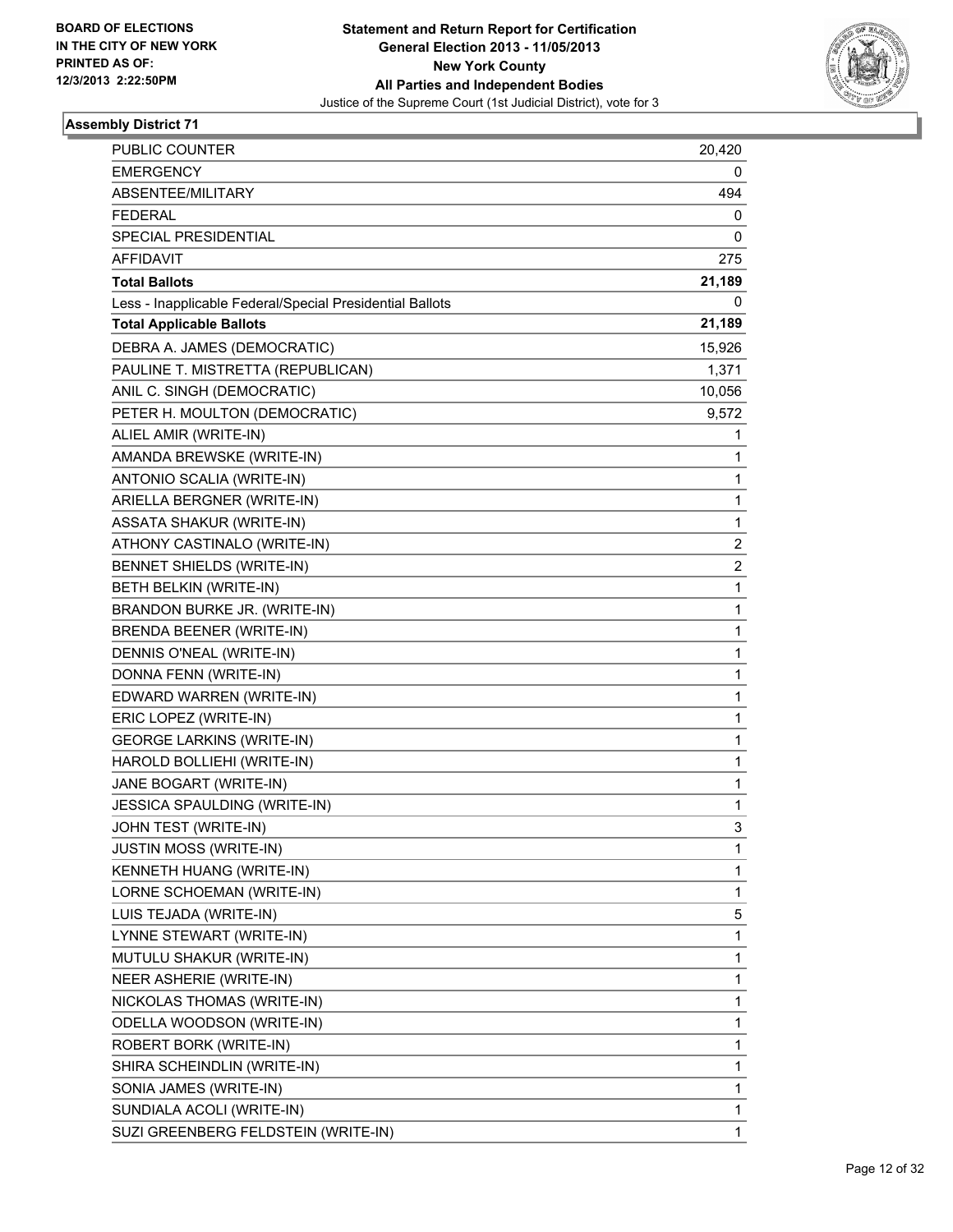BOARD OF ELECTIONS
IN THE CITY OF NEW YORK
PRINTED AS OF:
12/3/2013 2:22:50PM

**Statement and Return Report for Certification**
**General Election 2013 - 11/05/2013**
**New York County**
**All Parties and Independent Bodies**
Justice of the Supreme Court (1st Judicial District), vote for 3

### Assembly District 71

| | |
|---|---|
| PUBLIC COUNTER | 20,420 |
| EMERGENCY | 0 |
| ABSENTEE/MILITARY | 494 |
| FEDERAL | 0 |
| SPECIAL PRESIDENTIAL | 0 |
| AFFIDAVIT | 275 |
| **Total Ballots** | **21,189** |
| Less - Inapplicable Federal/Special Presidential Ballots | 0 |
| **Total Applicable Ballots** | **21,189** |
| DEBRA A. JAMES (DEMOCRATIC) | 15,926 |
| PAULINE T. MISTRETTA (REPUBLICAN) | 1,371 |
| ANIL C. SINGH (DEMOCRATIC) | 10,056 |
| PETER H. MOULTON (DEMOCRATIC) | 9,572 |
| ALIEL AMIR (WRITE-IN) | 1 |
| AMANDA BREWSKE (WRITE-IN) | 1 |
| ANTONIO SCALIA (WRITE-IN) | 1 |
| ARIELLA BERGNER (WRITE-IN) | 1 |
| ASSATA SHAKUR (WRITE-IN) | 1 |
| ATHONY CASTINALO (WRITE-IN) | 2 |
| BENNET SHIELDS (WRITE-IN) | 2 |
| BETH BELKIN (WRITE-IN) | 1 |
| BRANDON BURKE JR. (WRITE-IN) | 1 |
| BRENDA BEENER (WRITE-IN) | 1 |
| DENNIS O'NEAL (WRITE-IN) | 1 |
| DONNA FENN (WRITE-IN) | 1 |
| EDWARD WARREN (WRITE-IN) | 1 |
| ERIC LOPEZ (WRITE-IN) | 1 |
| GEORGE LARKINS (WRITE-IN) | 1 |
| HAROLD BOLLIEHI (WRITE-IN) | 1 |
| JANE BOGART (WRITE-IN) | 1 |
| JESSICA SPAULDING (WRITE-IN) | 1 |
| JOHN TEST (WRITE-IN) | 3 |
| JUSTIN MOSS (WRITE-IN) | 1 |
| KENNETH HUANG (WRITE-IN) | 1 |
| LORNE SCHOEMAN (WRITE-IN) | 1 |
| LUIS TEJADA (WRITE-IN) | 5 |
| LYNNE STEWART (WRITE-IN) | 1 |
| MUTULU SHAKUR (WRITE-IN) | 1 |
| NEER ASHERIE (WRITE-IN) | 1 |
| NICKOLAS THOMAS (WRITE-IN) | 1 |
| ODELLA WOODSON (WRITE-IN) | 1 |
| ROBERT BORK (WRITE-IN) | 1 |
| SHIRA SCHEINDLIN (WRITE-IN) | 1 |
| SONIA JAMES (WRITE-IN) | 1 |
| SUNDIALA ACOLI (WRITE-IN) | 1 |
| SUZI GREENBERG FELDSTEIN (WRITE-IN) | 1 |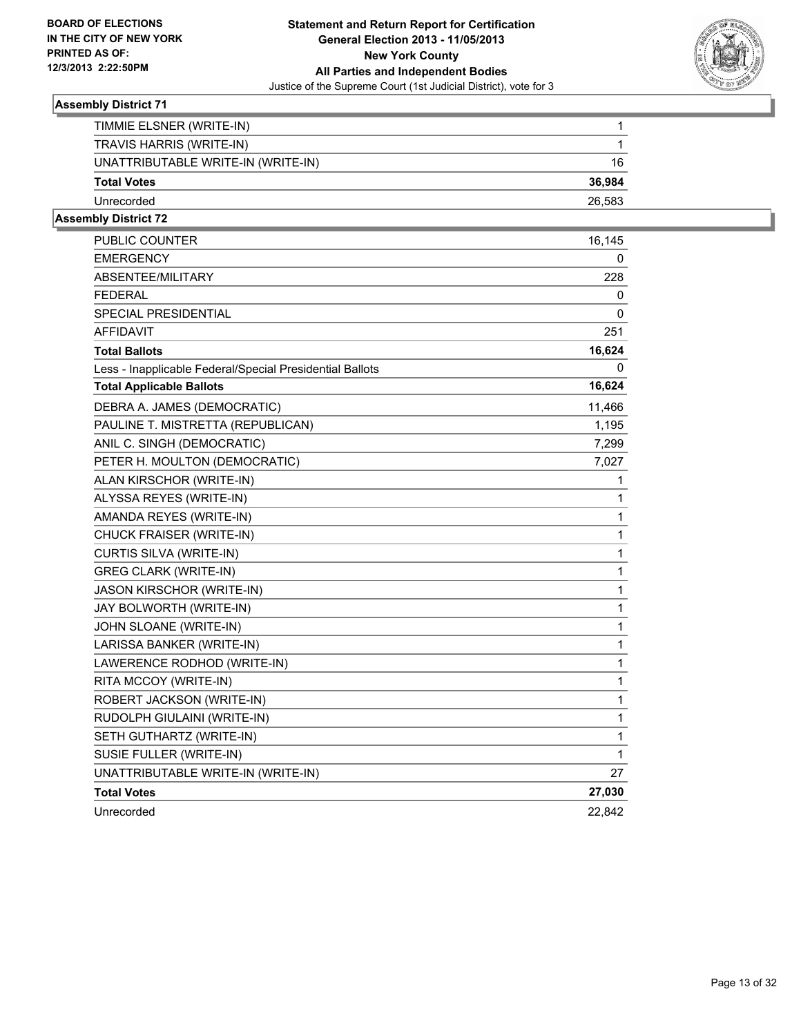**Statement and Return Report for Certification**
**General Election 2013 - 11/05/2013**
**New York County**
**All Parties and Independent Bodies**
Justice of the Supreme Court (1st Judicial District), vote for 3

**BOARD OF ELECTIONS IN THE CITY OF NEW YORK PRINTED AS OF: 12/3/2013 2:22:50PM**

### Assembly District 71

| | |
|---|---|
| TIMMIE ELSNER (WRITE-IN) | 1 |
| TRAVIS HARRIS (WRITE-IN) | 1 |
| UNATTRIBUTABLE WRITE-IN (WRITE-IN) | 16 |
| **Total Votes** | **36,984** |
| Unrecorded | 26,583 |

### Assembly District 72

| | |
|---|---|
| PUBLIC COUNTER | 16,145 |
| EMERGENCY | 0 |
| ABSENTEE/MILITARY | 228 |
| FEDERAL | 0 |
| SPECIAL PRESIDENTIAL | 0 |
| AFFIDAVIT | 251 |
| **Total Ballots** | **16,624** |
| Less - Inapplicable Federal/Special Presidential Ballots | 0 |
| **Total Applicable Ballots** | **16,624** |
| DEBRA A. JAMES (DEMOCRATIC) | 11,466 |
| PAULINE T. MISTRETTA (REPUBLICAN) | 1,195 |
| ANIL C. SINGH (DEMOCRATIC) | 7,299 |
| PETER H. MOULTON (DEMOCRATIC) | 7,027 |
| ALAN KIRSCHOR (WRITE-IN) | 1 |
| ALYSSA REYES (WRITE-IN) | 1 |
| AMANDA REYES (WRITE-IN) | 1 |
| CHUCK FRAISER (WRITE-IN) | 1 |
| CURTIS SILVA (WRITE-IN) | 1 |
| GREG CLARK (WRITE-IN) | 1 |
| JASON KIRSCHOR (WRITE-IN) | 1 |
| JAY BOLWORTH (WRITE-IN) | 1 |
| JOHN SLOANE (WRITE-IN) | 1 |
| LARISSA BANKER (WRITE-IN) | 1 |
| LAWERENCE RODHOD (WRITE-IN) | 1 |
| RITA MCCOY (WRITE-IN) | 1 |
| ROBERT JACKSON (WRITE-IN) | 1 |
| RUDOLPH GIULAINI (WRITE-IN) | 1 |
| SETH GUTHARTZ (WRITE-IN) | 1 |
| SUSIE FULLER (WRITE-IN) | 1 |
| UNATTRIBUTABLE WRITE-IN (WRITE-IN) | 27 |
| **Total Votes** | **27,030** |
| Unrecorded | 22,842 |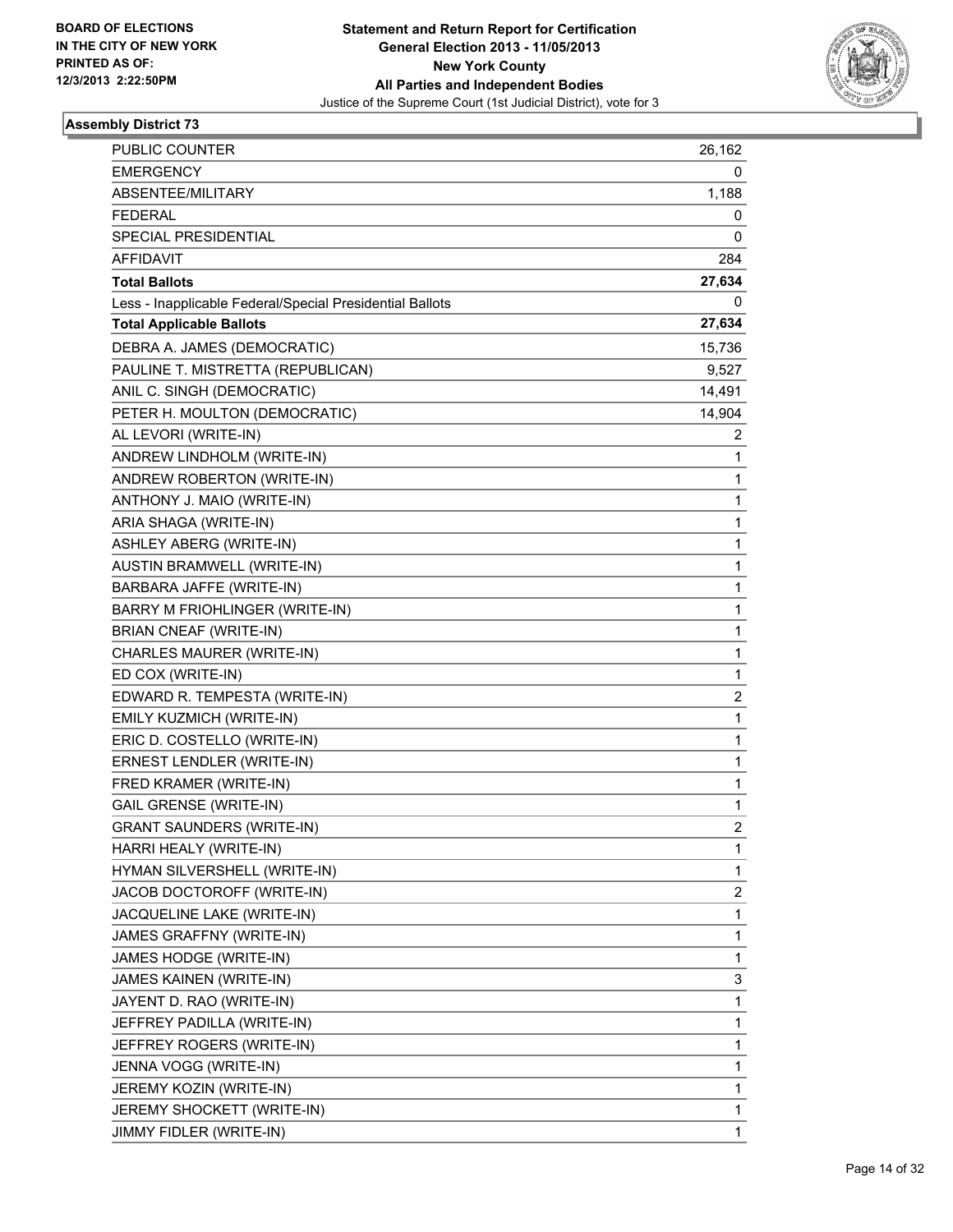BOARD OF ELECTIONS
IN THE CITY OF NEW YORK
PRINTED AS OF:
12/3/2013 2:22:50PM

**Statement and Return Report for Certification**
**General Election 2013 - 11/05/2013**
**New York County**
**All Parties and Independent Bodies**
Justice of the Supreme Court (1st Judicial District), vote for 3

### Assembly District 73

| | |
|---|---|
| PUBLIC COUNTER | 26,162 |
| EMERGENCY | 0 |
| ABSENTEE/MILITARY | 1,188 |
| FEDERAL | 0 |
| SPECIAL PRESIDENTIAL | 0 |
| AFFIDAVIT | 284 |
| **Total Ballots** | **27,634** |
| Less - Inapplicable Federal/Special Presidential Ballots | 0 |
| **Total Applicable Ballots** | **27,634** |
| DEBRA A. JAMES (DEMOCRATIC) | 15,736 |
| PAULINE T. MISTRETTA (REPUBLICAN) | 9,527 |
| ANIL C. SINGH (DEMOCRATIC) | 14,491 |
| PETER H. MOULTON (DEMOCRATIC) | 14,904 |
| AL LEVORI (WRITE-IN) | 2 |
| ANDREW LINDHOLM (WRITE-IN) | 1 |
| ANDREW ROBERTON (WRITE-IN) | 1 |
| ANTHONY J. MAIO (WRITE-IN) | 1 |
| ARIA SHAGA (WRITE-IN) | 1 |
| ASHLEY ABERG (WRITE-IN) | 1 |
| AUSTIN BRAMWELL (WRITE-IN) | 1 |
| BARBARA JAFFE (WRITE-IN) | 1 |
| BARRY M FRIOHLINGER (WRITE-IN) | 1 |
| BRIAN CNEAF (WRITE-IN) | 1 |
| CHARLES MAURER (WRITE-IN) | 1 |
| ED COX (WRITE-IN) | 1 |
| EDWARD R. TEMPESTA (WRITE-IN) | 2 |
| EMILY KUZMICH (WRITE-IN) | 1 |
| ERIC D. COSTELLO (WRITE-IN) | 1 |
| ERNEST LENDLER (WRITE-IN) | 1 |
| FRED KRAMER (WRITE-IN) | 1 |
| GAIL GRENSE (WRITE-IN) | 1 |
| GRANT SAUNDERS (WRITE-IN) | 2 |
| HARRI HEALY (WRITE-IN) | 1 |
| HYMAN SILVERSHELL (WRITE-IN) | 1 |
| JACOB DOCTOROFF (WRITE-IN) | 2 |
| JACQUELINE LAKE (WRITE-IN) | 1 |
| JAMES GRAFFNY (WRITE-IN) | 1 |
| JAMES HODGE (WRITE-IN) | 1 |
| JAMES KAINEN (WRITE-IN) | 3 |
| JAYENT D. RAO (WRITE-IN) | 1 |
| JEFFREY PADILLA (WRITE-IN) | 1 |
| JEFFREY ROGERS (WRITE-IN) | 1 |
| JENNA VOGG (WRITE-IN) | 1 |
| JEREMY KOZIN (WRITE-IN) | 1 |
| JEREMY SHOCKETT (WRITE-IN) | 1 |
| JIMMY FIDLER (WRITE-IN) | 1 |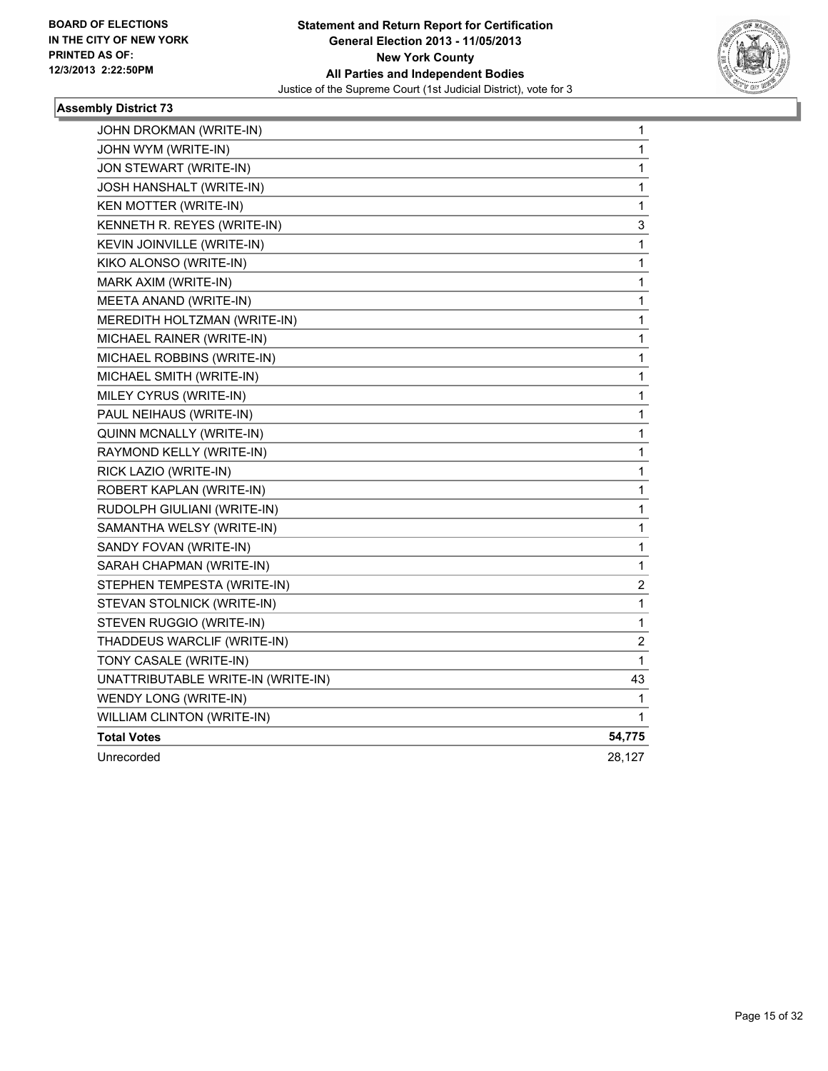**BOARD OF ELECTIONS IN THE CITY OF NEW YORK PRINTED AS OF: 12/3/2013 2:22:50PM**

**Statement and Return Report for Certification General Election 2013 - 11/05/2013 New York County All Parties and Independent Bodies**

Justice of the Supreme Court (1st Judicial District), vote for 3

### Assembly District 73

| Candidate | Votes |
|---|---|
| JOHN DROKMAN (WRITE-IN) | 1 |
| JOHN WYM (WRITE-IN) | 1 |
| JON STEWART (WRITE-IN) | 1 |
| JOSH HANSHALT (WRITE-IN) | 1 |
| KEN MOTTER (WRITE-IN) | 1 |
| KENNETH R. REYES (WRITE-IN) | 3 |
| KEVIN JOINVILLE (WRITE-IN) | 1 |
| KIKO ALONSO (WRITE-IN) | 1 |
| MARK AXIM (WRITE-IN) | 1 |
| MEETA ANAND (WRITE-IN) | 1 |
| MEREDITH HOLTZMAN (WRITE-IN) | 1 |
| MICHAEL RAINER (WRITE-IN) | 1 |
| MICHAEL ROBBINS (WRITE-IN) | 1 |
| MICHAEL SMITH (WRITE-IN) | 1 |
| MILEY CYRUS (WRITE-IN) | 1 |
| PAUL NEIHAUS (WRITE-IN) | 1 |
| QUINN MCNALLY (WRITE-IN) | 1 |
| RAYMOND KELLY (WRITE-IN) | 1 |
| RICK LAZIO (WRITE-IN) | 1 |
| ROBERT KAPLAN (WRITE-IN) | 1 |
| RUDOLPH GIULIANI (WRITE-IN) | 1 |
| SAMANTHA WELSY (WRITE-IN) | 1 |
| SANDY FOVAN (WRITE-IN) | 1 |
| SARAH CHAPMAN (WRITE-IN) | 1 |
| STEPHEN TEMPESTA (WRITE-IN) | 2 |
| STEVAN STOLNICK (WRITE-IN) | 1 |
| STEVEN RUGGIO (WRITE-IN) | 1 |
| THADDEUS WARCLIF (WRITE-IN) | 2 |
| TONY CASALE (WRITE-IN) | 1 |
| UNATTRIBUTABLE WRITE-IN (WRITE-IN) | 43 |
| WENDY LONG (WRITE-IN) | 1 |
| WILLIAM CLINTON (WRITE-IN) | 1 |
| **Total Votes** | **54,775** |
| Unrecorded | 28,127 |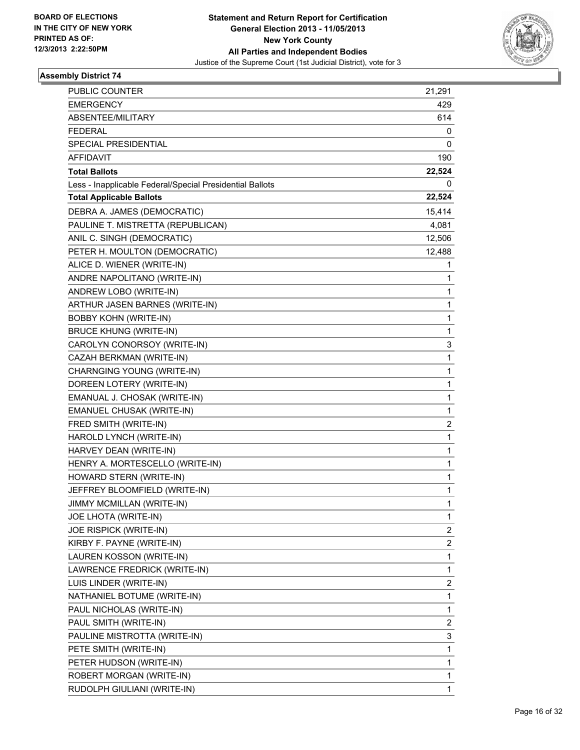BOARD OF ELECTIONS
IN THE CITY OF NEW YORK
PRINTED AS OF:
12/3/2013 2:22:50PM

**Statement and Return Report for Certification**
**General Election 2013 - 11/05/2013**
**New York County**
**All Parties and Independent Bodies**
Justice of the Supreme Court (1st Judicial District), vote for 3

### Assembly District 74

| | |
|---|---|
| PUBLIC COUNTER | 21,291 |
| EMERGENCY | 429 |
| ABSENTEE/MILITARY | 614 |
| FEDERAL | 0 |
| SPECIAL PRESIDENTIAL | 0 |
| AFFIDAVIT | 190 |
| **Total Ballots** | **22,524** |
| Less - Inapplicable Federal/Special Presidential Ballots | 0 |
| **Total Applicable Ballots** | **22,524** |
| DEBRA A. JAMES (DEMOCRATIC) | 15,414 |
| PAULINE T. MISTRETTA (REPUBLICAN) | 4,081 |
| ANIL C. SINGH (DEMOCRATIC) | 12,506 |
| PETER H. MOULTON (DEMOCRATIC) | 12,488 |
| ALICE D. WIENER (WRITE-IN) | 1 |
| ANDRE NAPOLITANO (WRITE-IN) | 1 |
| ANDREW LOBO (WRITE-IN) | 1 |
| ARTHUR JASEN BARNES (WRITE-IN) | 1 |
| BOBBY KOHN (WRITE-IN) | 1 |
| BRUCE KHUNG (WRITE-IN) | 1 |
| CAROLYN CONORSOY (WRITE-IN) | 3 |
| CAZAH BERKMAN (WRITE-IN) | 1 |
| CHARNGING YOUNG (WRITE-IN) | 1 |
| DOREEN LOTERY (WRITE-IN) | 1 |
| EMANUAL J. CHOSAK (WRITE-IN) | 1 |
| EMANUEL CHUSAK (WRITE-IN) | 1 |
| FRED SMITH (WRITE-IN) | 2 |
| HAROLD LYNCH (WRITE-IN) | 1 |
| HARVEY DEAN (WRITE-IN) | 1 |
| HENRY A. MORTESCELLO (WRITE-IN) | 1 |
| HOWARD STERN (WRITE-IN) | 1 |
| JEFFREY BLOOMFIELD (WRITE-IN) | 1 |
| JIMMY MCMILLAN (WRITE-IN) | 1 |
| JOE LHOTA (WRITE-IN) | 1 |
| JOE RISPICK (WRITE-IN) | 2 |
| KIRBY F. PAYNE (WRITE-IN) | 2 |
| LAUREN KOSSON (WRITE-IN) | 1 |
| LAWRENCE FREDRICK (WRITE-IN) | 1 |
| LUIS LINDER (WRITE-IN) | 2 |
| NATHANIEL BOTUME (WRITE-IN) | 1 |
| PAUL NICHOLAS (WRITE-IN) | 1 |
| PAUL SMITH (WRITE-IN) | 2 |
| PAULINE MISTROTTA (WRITE-IN) | 3 |
| PETE SMITH (WRITE-IN) | 1 |
| PETER HUDSON (WRITE-IN) | 1 |
| ROBERT MORGAN (WRITE-IN) | 1 |
| RUDOLPH GIULIANI (WRITE-IN) | 1 |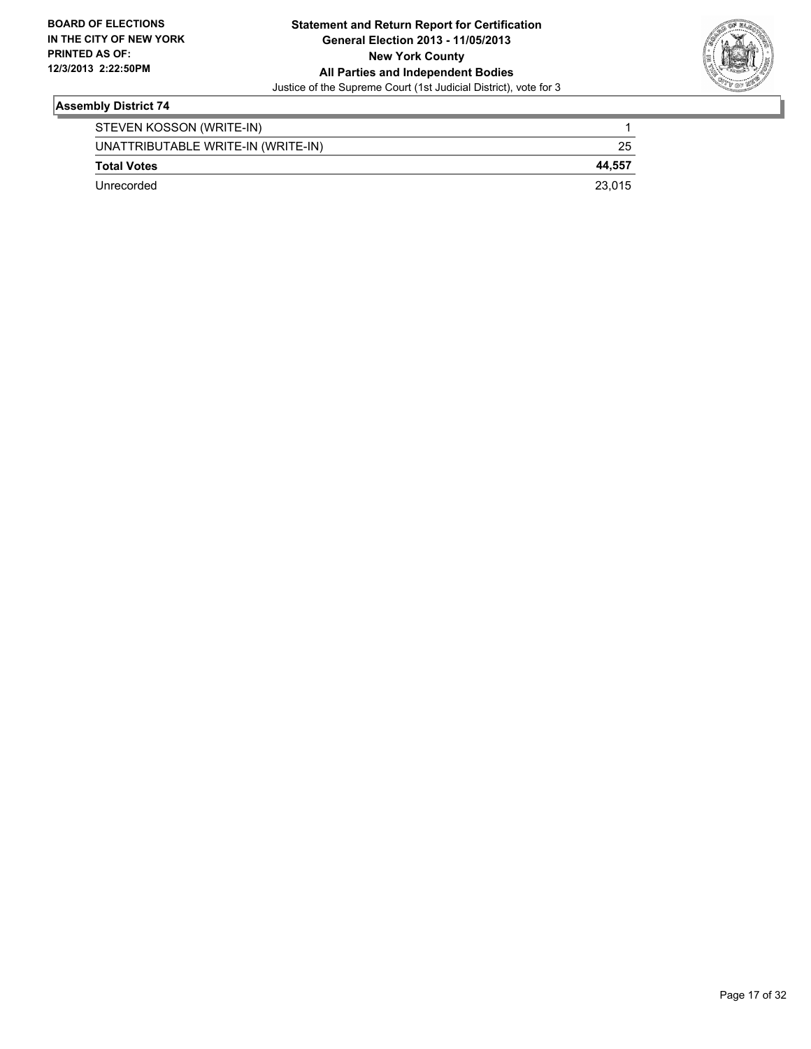**BOARD OF ELECTIONS IN THE CITY OF NEW YORK PRINTED AS OF: 12/3/2013 2:22:50PM**

**Statement and Return Report for Certification**
**General Election 2013 - 11/05/2013**
**New York County**
**All Parties and Independent Bodies**
Justice of the Supreme Court (1st Judicial District), vote for 3

### Assembly District 74

| | |
|---|---|
| STEVEN KOSSON (WRITE-IN) | 1 |
| UNATTRIBUTABLE WRITE-IN (WRITE-IN) | 25 |
| **Total Votes** | **44,557** |
| Unrecorded | 23,015 |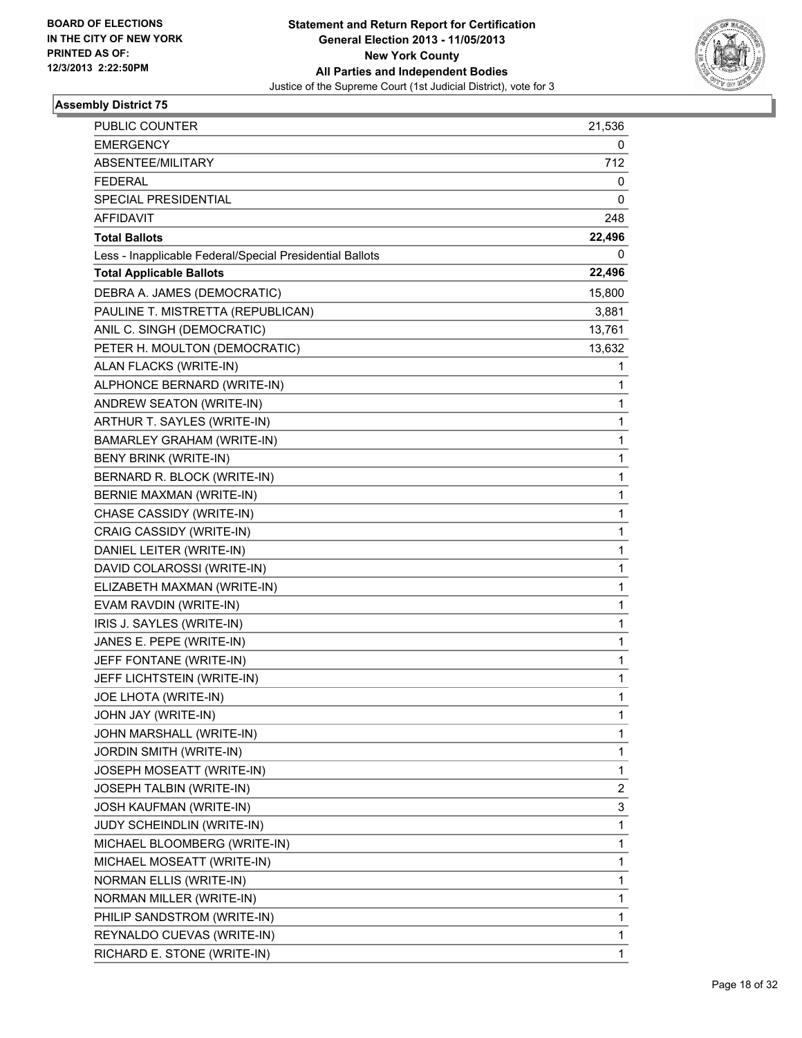BOARD OF ELECTIONS
IN THE CITY OF NEW YORK
PRINTED AS OF:
12/3/2013 2:22:50PM

**Statement and Return Report for Certification**
**General Election 2013 - 11/05/2013**
**New York County**
**All Parties and Independent Bodies**
Justice of the Supreme Court (1st Judicial District), vote for 3

### Assembly District 75

| | |
|---|---|
| PUBLIC COUNTER | 21,536 |
| EMERGENCY | 0 |
| ABSENTEE/MILITARY | 712 |
| FEDERAL | 0 |
| SPECIAL PRESIDENTIAL | 0 |
| AFFIDAVIT | 248 |
| **Total Ballots** | **22,496** |
| Less - Inapplicable Federal/Special Presidential Ballots | 0 |
| **Total Applicable Ballots** | **22,496** |
| DEBRA A. JAMES (DEMOCRATIC) | 15,800 |
| PAULINE T. MISTRETTA (REPUBLICAN) | 3,881 |
| ANIL C. SINGH (DEMOCRATIC) | 13,761 |
| PETER H. MOULTON (DEMOCRATIC) | 13,632 |
| ALAN FLACKS (WRITE-IN) | 1 |
| ALPHONCE BERNARD (WRITE-IN) | 1 |
| ANDREW SEATON (WRITE-IN) | 1 |
| ARTHUR T. SAYLES (WRITE-IN) | 1 |
| BAMARLEY GRAHAM (WRITE-IN) | 1 |
| BENY BRINK (WRITE-IN) | 1 |
| BERNARD R. BLOCK (WRITE-IN) | 1 |
| BERNIE MAXMAN (WRITE-IN) | 1 |
| CHASE CASSIDY (WRITE-IN) | 1 |
| CRAIG CASSIDY (WRITE-IN) | 1 |
| DANIEL LEITER (WRITE-IN) | 1 |
| DAVID COLAROSSI (WRITE-IN) | 1 |
| ELIZABETH MAXMAN (WRITE-IN) | 1 |
| EVAM RAVDIN (WRITE-IN) | 1 |
| IRIS J. SAYLES (WRITE-IN) | 1 |
| JANES E. PEPE (WRITE-IN) | 1 |
| JEFF FONTANE (WRITE-IN) | 1 |
| JEFF LICHTSTEIN (WRITE-IN) | 1 |
| JOE LHOTA (WRITE-IN) | 1 |
| JOHN JAY (WRITE-IN) | 1 |
| JOHN MARSHALL (WRITE-IN) | 1 |
| JORDIN SMITH (WRITE-IN) | 1 |
| JOSEPH MOSEATT (WRITE-IN) | 1 |
| JOSEPH TALBIN (WRITE-IN) | 2 |
| JOSH KAUFMAN (WRITE-IN) | 3 |
| JUDY SCHEINDLIN (WRITE-IN) | 1 |
| MICHAEL BLOOMBERG (WRITE-IN) | 1 |
| MICHAEL MOSEATT (WRITE-IN) | 1 |
| NORMAN ELLIS (WRITE-IN) | 1 |
| NORMAN MILLER (WRITE-IN) | 1 |
| PHILIP SANDSTROM (WRITE-IN) | 1 |
| REYNALDO CUEVAS (WRITE-IN) | 1 |
| RICHARD E. STONE (WRITE-IN) | 1 |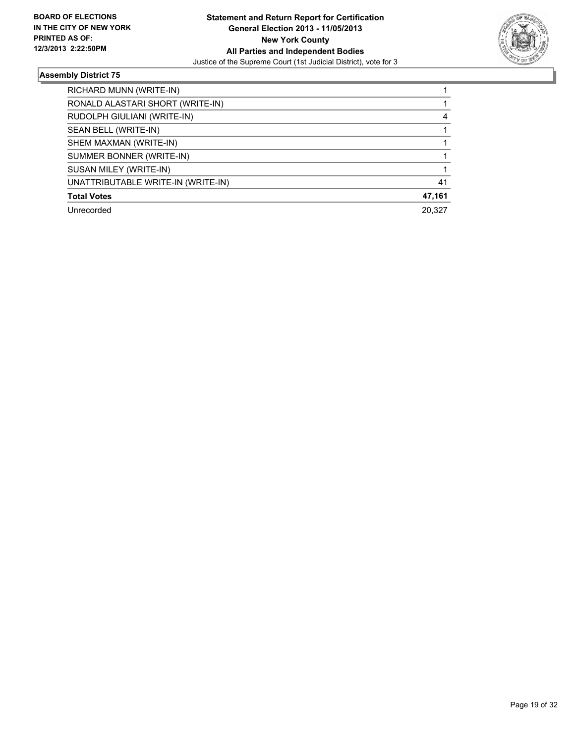**BOARD OF ELECTIONS IN THE CITY OF NEW YORK PRINTED AS OF: 12/3/2013 2:22:50PM**

**Statement and Return Report for Certification General Election 2013 - 11/05/2013 New York County All Parties and Independent Bodies**

Justice of the Supreme Court (1st Judicial District), vote for 3

### Assembly District 75

| | |
|---|---|
| RICHARD MUNN (WRITE-IN) | 1 |
| RONALD ALASTARI SHORT (WRITE-IN) | 1 |
| RUDOLPH GIULIANI (WRITE-IN) | 4 |
| SEAN BELL (WRITE-IN) | 1 |
| SHEM MAXMAN (WRITE-IN) | 1 |
| SUMMER BONNER (WRITE-IN) | 1 |
| SUSAN MILEY (WRITE-IN) | 1 |
| UNATTRIBUTABLE WRITE-IN (WRITE-IN) | 41 |
| **Total Votes** | **47,161** |
| Unrecorded | 20,327 |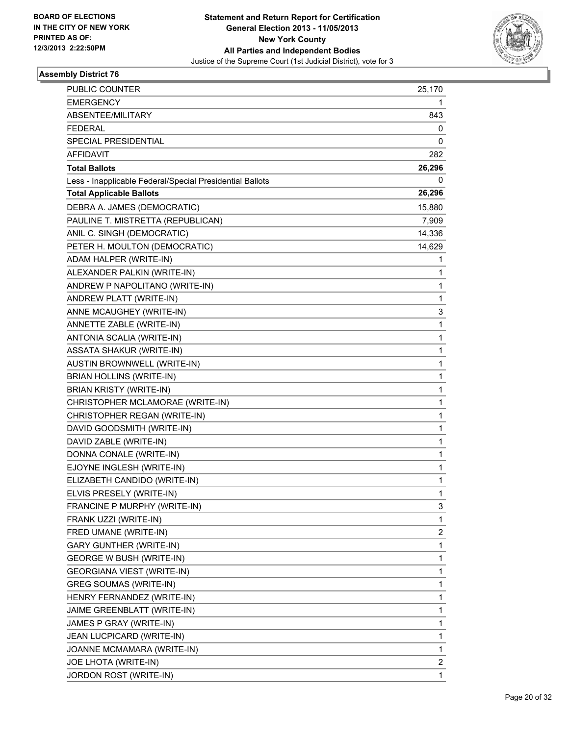BOARD OF ELECTIONS
IN THE CITY OF NEW YORK
PRINTED AS OF:
12/3/2013 2:22:50PM

**Statement and Return Report for Certification**
**General Election 2013 - 11/05/2013**
**New York County**
**All Parties and Independent Bodies**
Justice of the Supreme Court (1st Judicial District), vote for 3

### Assembly District 76

| | |
|---|---|
| PUBLIC COUNTER | 25,170 |
| EMERGENCY | 1 |
| ABSENTEE/MILITARY | 843 |
| FEDERAL | 0 |
| SPECIAL PRESIDENTIAL | 0 |
| AFFIDAVIT | 282 |
| **Total Ballots** | **26,296** |
| Less - Inapplicable Federal/Special Presidential Ballots | 0 |
| **Total Applicable Ballots** | **26,296** |
| DEBRA A. JAMES (DEMOCRATIC) | 15,880 |
| PAULINE T. MISTRETTA (REPUBLICAN) | 7,909 |
| ANIL C. SINGH (DEMOCRATIC) | 14,336 |
| PETER H. MOULTON (DEMOCRATIC) | 14,629 |
| ADAM HALPER (WRITE-IN) | 1 |
| ALEXANDER PALKIN (WRITE-IN) | 1 |
| ANDREW P NAPOLITANO (WRITE-IN) | 1 |
| ANDREW PLATT (WRITE-IN) | 1 |
| ANNE MCAUGHEY (WRITE-IN) | 3 |
| ANNETTE ZABLE (WRITE-IN) | 1 |
| ANTONIA SCALIA (WRITE-IN) | 1 |
| ASSATA SHAKUR (WRITE-IN) | 1 |
| AUSTIN BROWNWELL (WRITE-IN) | 1 |
| BRIAN HOLLINS (WRITE-IN) | 1 |
| BRIAN KRISTY (WRITE-IN) | 1 |
| CHRISTOPHER MCLAMORAE (WRITE-IN) | 1 |
| CHRISTOPHER REGAN (WRITE-IN) | 1 |
| DAVID GOODSMITH (WRITE-IN) | 1 |
| DAVID ZABLE (WRITE-IN) | 1 |
| DONNA CONALE (WRITE-IN) | 1 |
| EJOYNE INGLESH (WRITE-IN) | 1 |
| ELIZABETH CANDIDO (WRITE-IN) | 1 |
| ELVIS PRESELY (WRITE-IN) | 1 |
| FRANCINE P MURPHY (WRITE-IN) | 3 |
| FRANK UZZI (WRITE-IN) | 1 |
| FRED UMANE (WRITE-IN) | 2 |
| GARY GUNTHER (WRITE-IN) | 1 |
| GEORGE W BUSH (WRITE-IN) | 1 |
| GEORGIANA VIEST (WRITE-IN) | 1 |
| GREG SOUMAS (WRITE-IN) | 1 |
| HENRY FERNANDEZ (WRITE-IN) | 1 |
| JAIME GREENBLATT (WRITE-IN) | 1 |
| JAMES P GRAY (WRITE-IN) | 1 |
| JEAN LUCPICARD (WRITE-IN) | 1 |
| JOANNE MCMAMARA (WRITE-IN) | 1 |
| JOE LHOTA (WRITE-IN) | 2 |
| JORDON ROST (WRITE-IN) | 1 |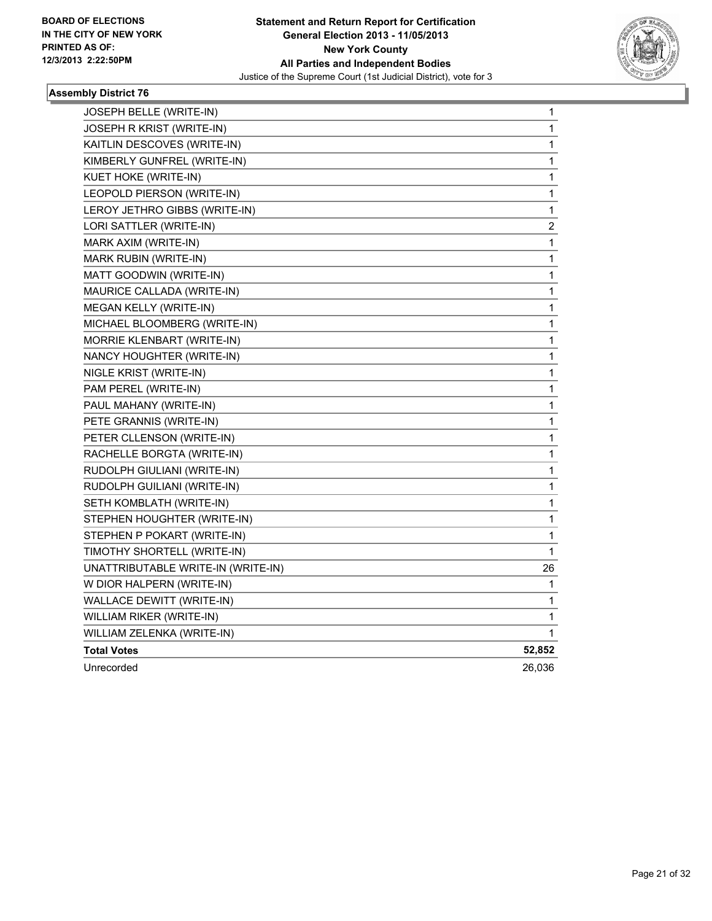BOARD OF ELECTIONS
IN THE CITY OF NEW YORK
PRINTED AS OF:
12/3/2013 2:22:50PM

**Statement and Return Report for Certification**
**General Election 2013 - 11/05/2013**
**New York County**
**All Parties and Independent Bodies**
Justice of the Supreme Court (1st Judicial District), vote for 3

### Assembly District 76

| | |
|---|---|
| JOSEPH BELLE (WRITE-IN) | 1 |
| JOSEPH R KRIST (WRITE-IN) | 1 |
| KAITLIN DESCOVES (WRITE-IN) | 1 |
| KIMBERLY GUNFREL (WRITE-IN) | 1 |
| KUET HOKE (WRITE-IN) | 1 |
| LEOPOLD PIERSON (WRITE-IN) | 1 |
| LEROY JETHRO GIBBS (WRITE-IN) | 1 |
| LORI SATTLER (WRITE-IN) | 2 |
| MARK AXIM (WRITE-IN) | 1 |
| MARK RUBIN (WRITE-IN) | 1 |
| MATT GOODWIN (WRITE-IN) | 1 |
| MAURICE CALLADA (WRITE-IN) | 1 |
| MEGAN KELLY (WRITE-IN) | 1 |
| MICHAEL BLOOMBERG (WRITE-IN) | 1 |
| MORRIE KLENBART (WRITE-IN) | 1 |
| NANCY HOUGHTER (WRITE-IN) | 1 |
| NIGLE KRIST (WRITE-IN) | 1 |
| PAM PEREL (WRITE-IN) | 1 |
| PAUL MAHANY (WRITE-IN) | 1 |
| PETE GRANNIS (WRITE-IN) | 1 |
| PETER CLLENSON (WRITE-IN) | 1 |
| RACHELLE BORGTA (WRITE-IN) | 1 |
| RUDOLPH GIULIANI (WRITE-IN) | 1 |
| RUDOLPH GUILIANI (WRITE-IN) | 1 |
| SETH KOMBLATH (WRITE-IN) | 1 |
| STEPHEN HOUGHTER (WRITE-IN) | 1 |
| STEPHEN P POKART (WRITE-IN) | 1 |
| TIMOTHY SHORTELL (WRITE-IN) | 1 |
| UNATTRIBUTABLE WRITE-IN (WRITE-IN) | 26 |
| W DIOR HALPERN (WRITE-IN) | 1 |
| WALLACE DEWITT (WRITE-IN) | 1 |
| WILLIAM RIKER (WRITE-IN) | 1 |
| WILLIAM ZELENKA (WRITE-IN) | 1 |
| **Total Votes** | **52,852** |
| Unrecorded | 26,036 |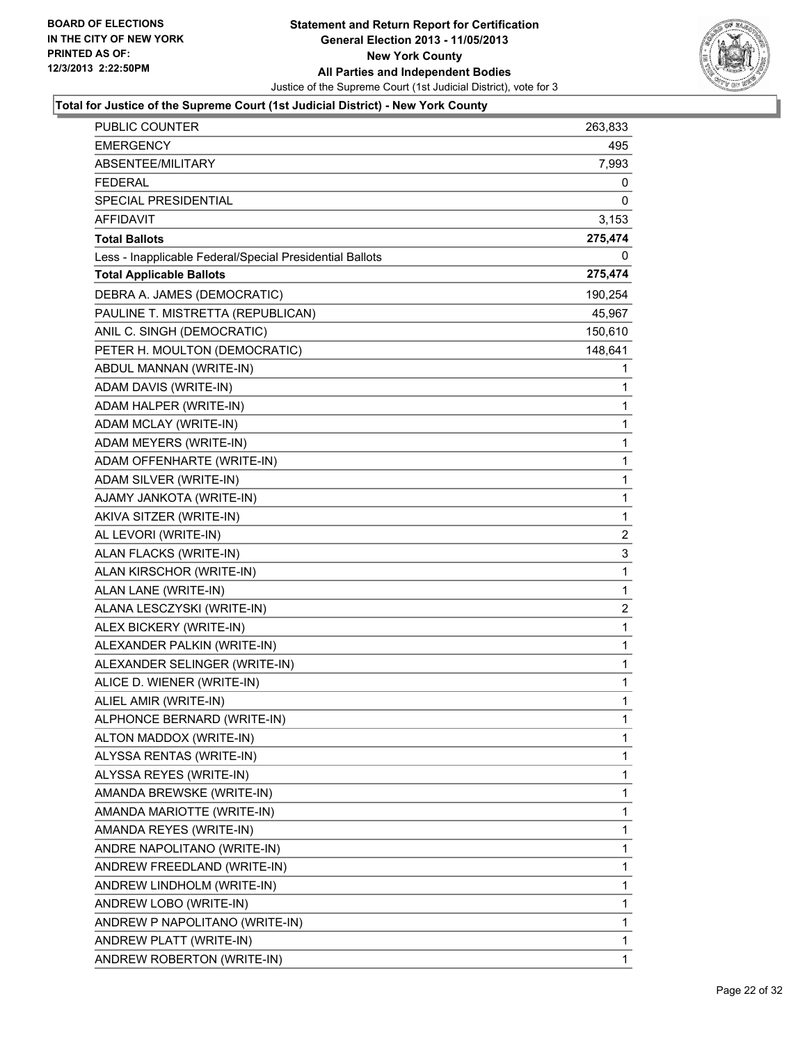BOARD OF ELECTIONS
IN THE CITY OF NEW YORK
PRINTED AS OF:
12/3/2013 2:22:50PM

**Statement and Return Report for Certification**
**General Election 2013 - 11/05/2013**
**New York County**
**All Parties and Independent Bodies**
Justice of the Supreme Court (1st Judicial District), vote for 3

**Total for Justice of the Supreme Court (1st Judicial District) - New York County**

| | |
|---|---|
| PUBLIC COUNTER | 263,833 |
| EMERGENCY | 495 |
| ABSENTEE/MILITARY | 7,993 |
| FEDERAL | 0 |
| SPECIAL PRESIDENTIAL | 0 |
| AFFIDAVIT | 3,153 |
| **Total Ballots** | **275,474** |
| Less - Inapplicable Federal/Special Presidential Ballots | 0 |
| **Total Applicable Ballots** | **275,474** |
| DEBRA A. JAMES (DEMOCRATIC) | 190,254 |
| PAULINE T. MISTRETTA (REPUBLICAN) | 45,967 |
| ANIL C. SINGH (DEMOCRATIC) | 150,610 |
| PETER H. MOULTON (DEMOCRATIC) | 148,641 |
| ABDUL MANNAN (WRITE-IN) | 1 |
| ADAM DAVIS (WRITE-IN) | 1 |
| ADAM HALPER (WRITE-IN) | 1 |
| ADAM MCLAY (WRITE-IN) | 1 |
| ADAM MEYERS (WRITE-IN) | 1 |
| ADAM OFFENHARTE (WRITE-IN) | 1 |
| ADAM SILVER (WRITE-IN) | 1 |
| AJAMY JANKOTA (WRITE-IN) | 1 |
| AKIVA SITZER (WRITE-IN) | 1 |
| AL LEVORI (WRITE-IN) | 2 |
| ALAN FLACKS (WRITE-IN) | 3 |
| ALAN KIRSCHOR (WRITE-IN) | 1 |
| ALAN LANE (WRITE-IN) | 1 |
| ALANA LESCZYSKI (WRITE-IN) | 2 |
| ALEX BICKERY (WRITE-IN) | 1 |
| ALEXANDER PALKIN (WRITE-IN) | 1 |
| ALEXANDER SELINGER (WRITE-IN) | 1 |
| ALICE D. WIENER (WRITE-IN) | 1 |
| ALIEL AMIR (WRITE-IN) | 1 |
| ALPHONCE BERNARD (WRITE-IN) | 1 |
| ALTON MADDOX (WRITE-IN) | 1 |
| ALYSSA RENTAS (WRITE-IN) | 1 |
| ALYSSA REYES (WRITE-IN) | 1 |
| AMANDA BREWSKE (WRITE-IN) | 1 |
| AMANDA MARIOTTE (WRITE-IN) | 1 |
| AMANDA REYES (WRITE-IN) | 1 |
| ANDRE NAPOLITANO (WRITE-IN) | 1 |
| ANDREW FREEDLAND (WRITE-IN) | 1 |
| ANDREW LINDHOLM (WRITE-IN) | 1 |
| ANDREW LOBO (WRITE-IN) | 1 |
| ANDREW P NAPOLITANO (WRITE-IN) | 1 |
| ANDREW PLATT (WRITE-IN) | 1 |
| ANDREW ROBERTON (WRITE-IN) | 1 |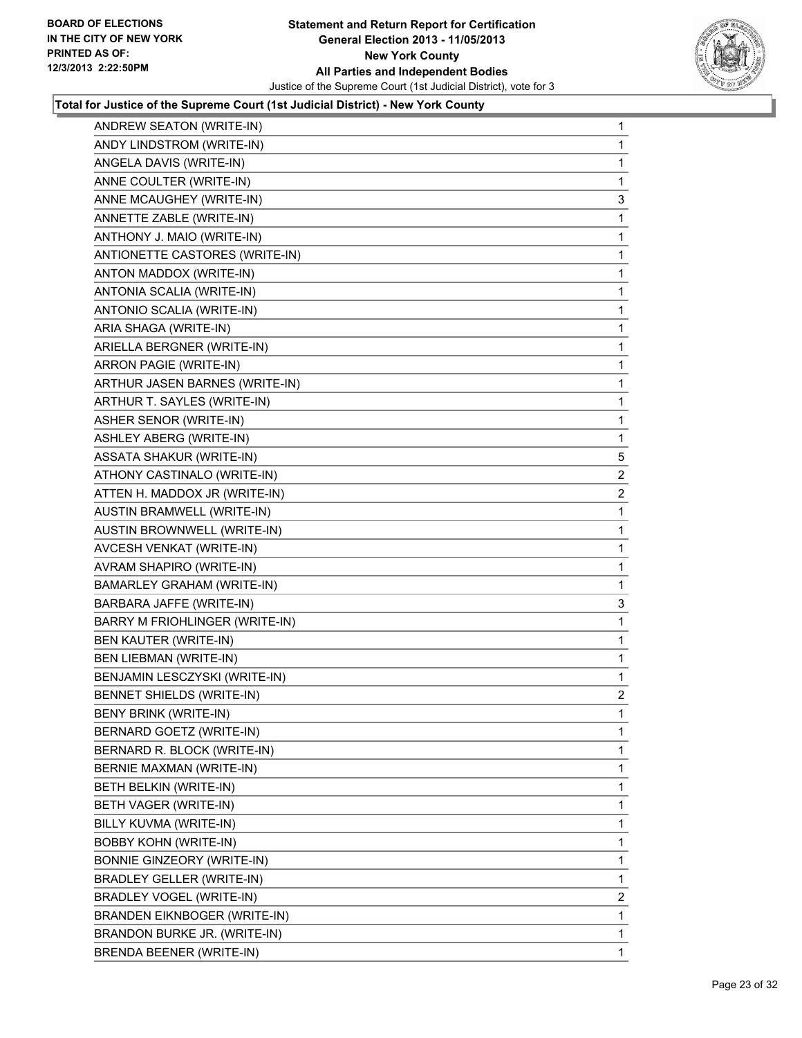**Total for Justice of the Supreme Court (1st Judicial District) - New York County**

| Candidate | Votes |
|---|---|
| ANDREW SEATON (WRITE-IN) | 1 |
| ANDY LINDSTROM (WRITE-IN) | 1 |
| ANGELA DAVIS (WRITE-IN) | 1 |
| ANNE COULTER (WRITE-IN) | 1 |
| ANNE MCAUGHEY (WRITE-IN) | 3 |
| ANNETTE ZABLE (WRITE-IN) | 1 |
| ANTHONY J. MAIO (WRITE-IN) | 1 |
| ANTIONETTE CASTORES (WRITE-IN) | 1 |
| ANTON MADDOX (WRITE-IN) | 1 |
| ANTONIA SCALIA (WRITE-IN) | 1 |
| ANTONIO SCALIA (WRITE-IN) | 1 |
| ARIA SHAGA (WRITE-IN) | 1 |
| ARIELLA BERGNER (WRITE-IN) | 1 |
| ARRON PAGIE (WRITE-IN) | 1 |
| ARTHUR JASEN BARNES (WRITE-IN) | 1 |
| ARTHUR T. SAYLES (WRITE-IN) | 1 |
| ASHER SENOR (WRITE-IN) | 1 |
| ASHLEY ABERG (WRITE-IN) | 1 |
| ASSATA SHAKUR (WRITE-IN) | 5 |
| ATHONY CASTINALO (WRITE-IN) | 2 |
| ATTEN H. MADDOX JR (WRITE-IN) | 2 |
| AUSTIN BRAMWELL (WRITE-IN) | 1 |
| AUSTIN BROWNWELL (WRITE-IN) | 1 |
| AVCESH VENKAT (WRITE-IN) | 1 |
| AVRAM SHAPIRO (WRITE-IN) | 1 |
| BAMARLEY GRAHAM (WRITE-IN) | 1 |
| BARBARA JAFFE (WRITE-IN) | 3 |
| BARRY M FRIOHLINGER (WRITE-IN) | 1 |
| BEN KAUTER (WRITE-IN) | 1 |
| BEN LIEBMAN (WRITE-IN) | 1 |
| BENJAMIN LESCZYSKI (WRITE-IN) | 1 |
| BENNET SHIELDS (WRITE-IN) | 2 |
| BENY BRINK (WRITE-IN) | 1 |
| BERNARD GOETZ (WRITE-IN) | 1 |
| BERNARD R. BLOCK (WRITE-IN) | 1 |
| BERNIE MAXMAN (WRITE-IN) | 1 |
| BETH BELKIN (WRITE-IN) | 1 |
| BETH VAGER (WRITE-IN) | 1 |
| BILLY KUVMA (WRITE-IN) | 1 |
| BOBBY KOHN (WRITE-IN) | 1 |
| BONNIE GINZEORY (WRITE-IN) | 1 |
| BRADLEY GELLER (WRITE-IN) | 1 |
| BRADLEY VOGEL (WRITE-IN) | 2 |
| BRANDEN EIKNBOGER (WRITE-IN) | 1 |
| BRANDON BURKE JR. (WRITE-IN) | 1 |
| BRENDA BEENER (WRITE-IN) | 1 |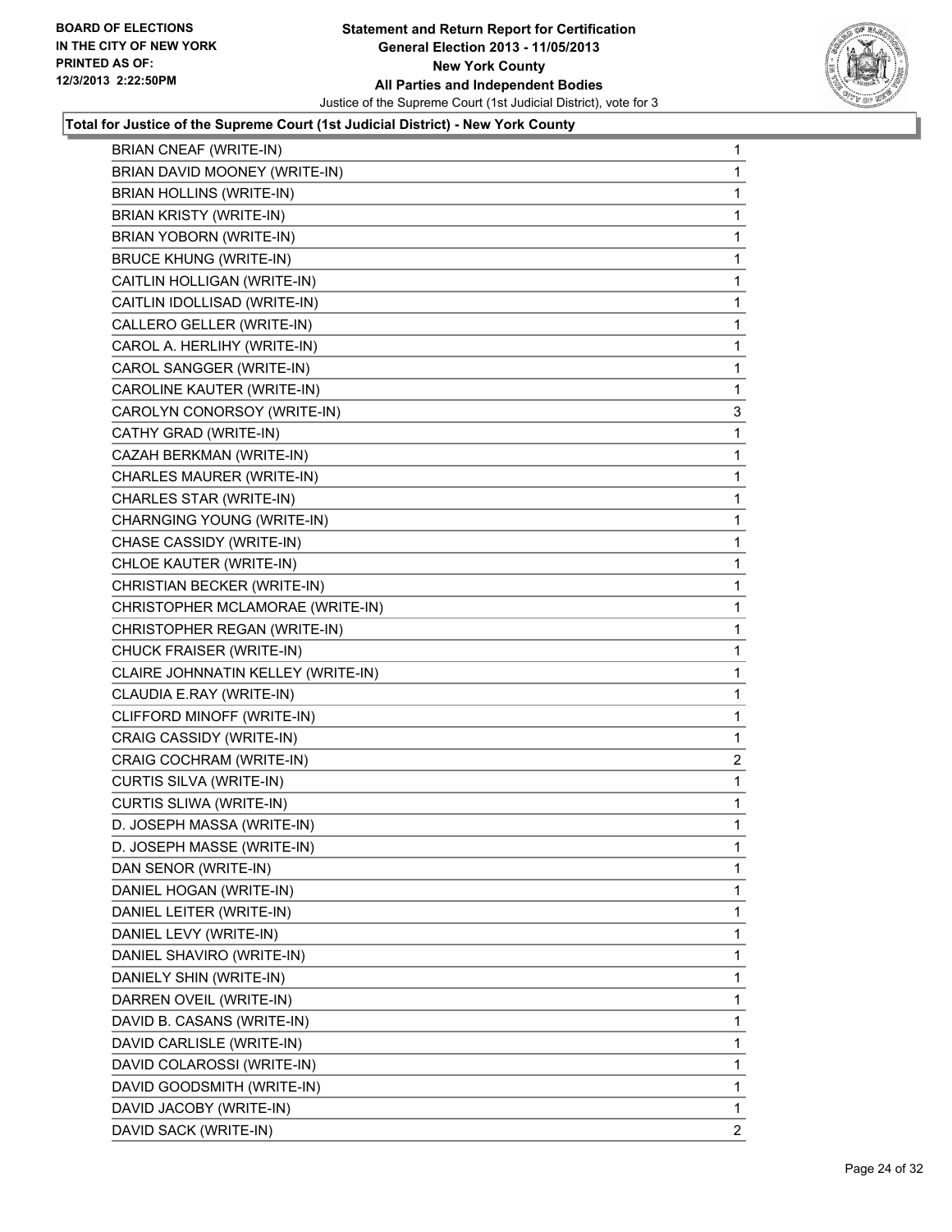**Total for Justice of the Supreme Court (1st Judicial District) - New York County**

| Candidate | Votes |
|---|---|
| BRIAN CNEAF (WRITE-IN) | 1 |
| BRIAN DAVID MOONEY (WRITE-IN) | 1 |
| BRIAN HOLLINS (WRITE-IN) | 1 |
| BRIAN KRISTY (WRITE-IN) | 1 |
| BRIAN YOBORN (WRITE-IN) | 1 |
| BRUCE KHUNG (WRITE-IN) | 1 |
| CAITLIN HOLLIGAN (WRITE-IN) | 1 |
| CAITLIN IDOLLISAD (WRITE-IN) | 1 |
| CALLERO GELLER (WRITE-IN) | 1 |
| CAROL A. HERLIHY (WRITE-IN) | 1 |
| CAROL SANGGER (WRITE-IN) | 1 |
| CAROLINE KAUTER (WRITE-IN) | 1 |
| CAROLYN CONORSOY (WRITE-IN) | 3 |
| CATHY GRAD (WRITE-IN) | 1 |
| CAZAH BERKMAN (WRITE-IN) | 1 |
| CHARLES MAURER (WRITE-IN) | 1 |
| CHARLES STAR (WRITE-IN) | 1 |
| CHARNGING YOUNG (WRITE-IN) | 1 |
| CHASE CASSIDY (WRITE-IN) | 1 |
| CHLOE KAUTER (WRITE-IN) | 1 |
| CHRISTIAN BECKER (WRITE-IN) | 1 |
| CHRISTOPHER MCLAMORAE (WRITE-IN) | 1 |
| CHRISTOPHER REGAN (WRITE-IN) | 1 |
| CHUCK FRAISER (WRITE-IN) | 1 |
| CLAIRE JOHNNATIN KELLEY (WRITE-IN) | 1 |
| CLAUDIA E.RAY (WRITE-IN) | 1 |
| CLIFFORD MINOFF (WRITE-IN) | 1 |
| CRAIG CASSIDY (WRITE-IN) | 1 |
| CRAIG COCHRAM (WRITE-IN) | 2 |
| CURTIS SILVA (WRITE-IN) | 1 |
| CURTIS SLIWA (WRITE-IN) | 1 |
| D. JOSEPH MASSA (WRITE-IN) | 1 |
| D. JOSEPH MASSE (WRITE-IN) | 1 |
| DAN SENOR (WRITE-IN) | 1 |
| DANIEL HOGAN (WRITE-IN) | 1 |
| DANIEL LEITER (WRITE-IN) | 1 |
| DANIEL LEVY (WRITE-IN) | 1 |
| DANIEL SHAVIRO (WRITE-IN) | 1 |
| DANIELY SHIN (WRITE-IN) | 1 |
| DARREN OVEIL (WRITE-IN) | 1 |
| DAVID B. CASANS (WRITE-IN) | 1 |
| DAVID CARLISLE (WRITE-IN) | 1 |
| DAVID COLAROSSI (WRITE-IN) | 1 |
| DAVID GOODSMITH (WRITE-IN) | 1 |
| DAVID JACOBY (WRITE-IN) | 1 |
| DAVID SACK (WRITE-IN) | 2 |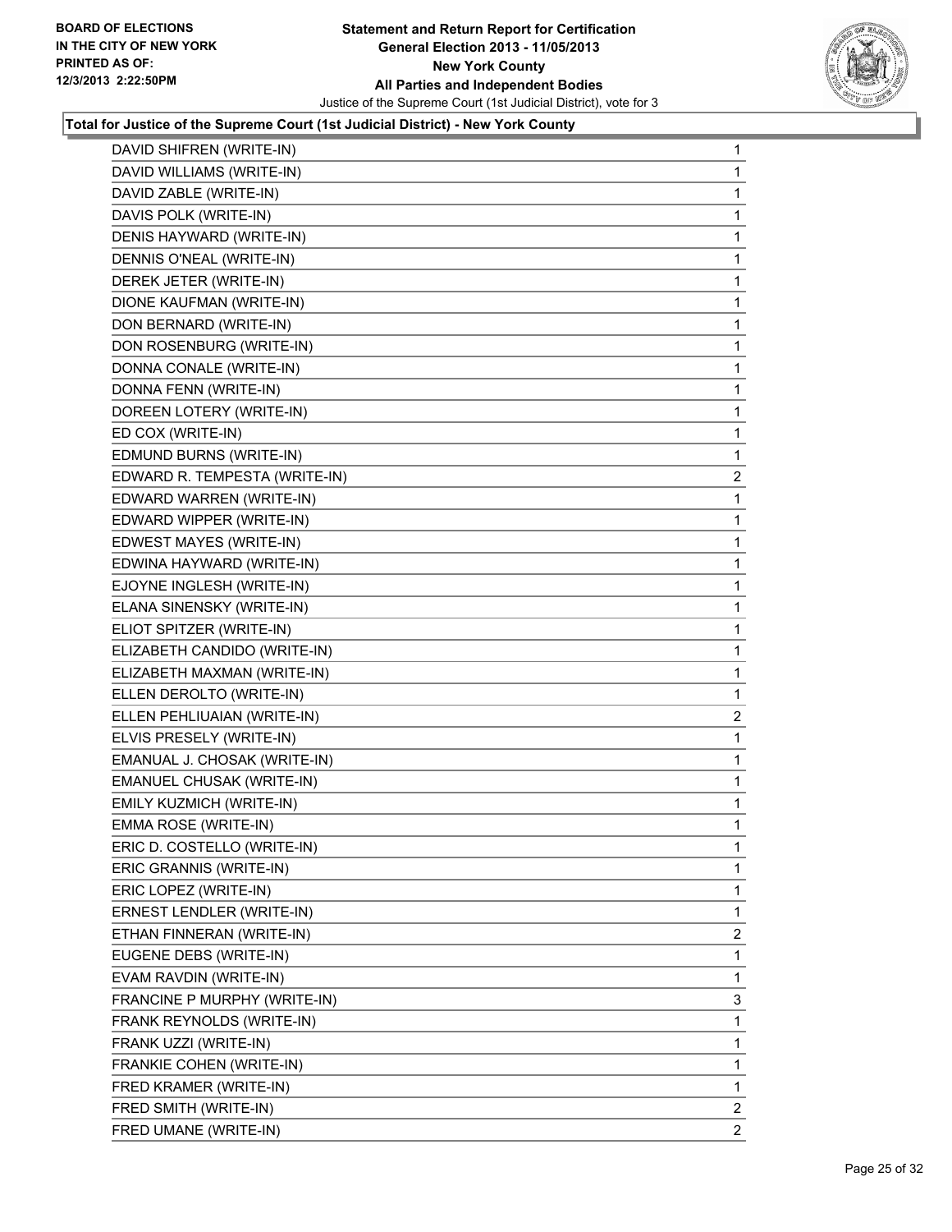**Statement and Return Report for Certification**
**General Election 2013 - 11/05/2013**
**New York County**
**All Parties and Independent Bodies**
Justice of the Supreme Court (1st Judicial District), vote for 3

BOARD OF ELECTIONS
IN THE CITY OF NEW YORK
PRINTED AS OF:
12/3/2013 2:22:50PM

### Total for Justice of the Supreme Court (1st Judicial District) - New York County

| | |
|---|---|
| DAVID SHIFREN (WRITE-IN) | 1 |
| DAVID WILLIAMS (WRITE-IN) | 1 |
| DAVID ZABLE (WRITE-IN) | 1 |
| DAVIS POLK (WRITE-IN) | 1 |
| DENIS HAYWARD (WRITE-IN) | 1 |
| DENNIS O'NEAL (WRITE-IN) | 1 |
| DEREK JETER (WRITE-IN) | 1 |
| DIONE KAUFMAN (WRITE-IN) | 1 |
| DON BERNARD (WRITE-IN) | 1 |
| DON ROSENBURG (WRITE-IN) | 1 |
| DONNA CONALE (WRITE-IN) | 1 |
| DONNA FENN (WRITE-IN) | 1 |
| DOREEN LOTERY (WRITE-IN) | 1 |
| ED COX (WRITE-IN) | 1 |
| EDMUND BURNS (WRITE-IN) | 1 |
| EDWARD R. TEMPESTA (WRITE-IN) | 2 |
| EDWARD WARREN (WRITE-IN) | 1 |
| EDWARD WIPPER (WRITE-IN) | 1 |
| EDWEST MAYES (WRITE-IN) | 1 |
| EDWINA HAYWARD (WRITE-IN) | 1 |
| EJOYNE INGLESH (WRITE-IN) | 1 |
| ELANA SINENSKY (WRITE-IN) | 1 |
| ELIOT SPITZER (WRITE-IN) | 1 |
| ELIZABETH CANDIDO (WRITE-IN) | 1 |
| ELIZABETH MAXMAN (WRITE-IN) | 1 |
| ELLEN DEROLTO (WRITE-IN) | 1 |
| ELLEN PEHLIUAIAN (WRITE-IN) | 2 |
| ELVIS PRESELY (WRITE-IN) | 1 |
| EMANUAL J. CHOSAK (WRITE-IN) | 1 |
| EMANUEL CHUSAK (WRITE-IN) | 1 |
| EMILY KUZMICH (WRITE-IN) | 1 |
| EMMA ROSE (WRITE-IN) | 1 |
| ERIC D. COSTELLO (WRITE-IN) | 1 |
| ERIC GRANNIS (WRITE-IN) | 1 |
| ERIC LOPEZ (WRITE-IN) | 1 |
| ERNEST LENDLER (WRITE-IN) | 1 |
| ETHAN FINNERAN (WRITE-IN) | 2 |
| EUGENE DEBS (WRITE-IN) | 1 |
| EVAM RAVDIN (WRITE-IN) | 1 |
| FRANCINE P MURPHY (WRITE-IN) | 3 |
| FRANK REYNOLDS (WRITE-IN) | 1 |
| FRANK UZZI (WRITE-IN) | 1 |
| FRANKIE COHEN (WRITE-IN) | 1 |
| FRED KRAMER (WRITE-IN) | 1 |
| FRED SMITH (WRITE-IN) | 2 |
| FRED UMANE (WRITE-IN) | 2 |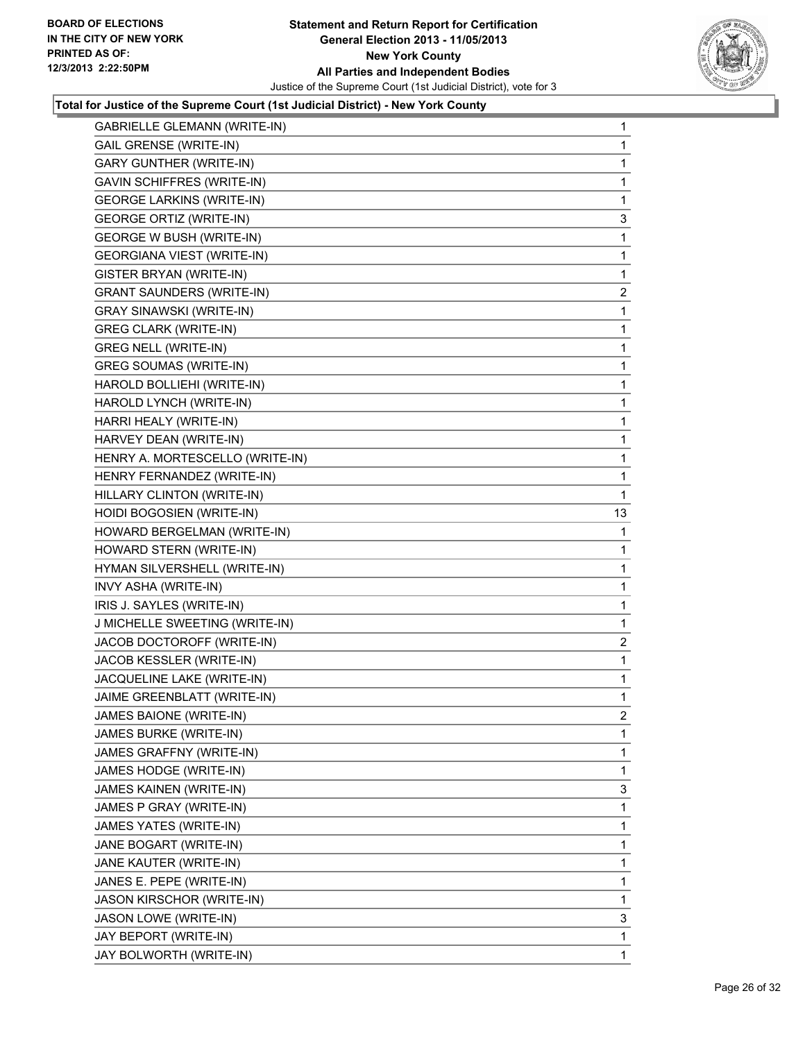BOARD OF ELECTIONS
IN THE CITY OF NEW YORK
PRINTED AS OF:
12/3/2013 2:22:50PM

**Statement and Return Report for Certification**
**General Election 2013 - 11/05/2013**
**New York County**
**All Parties and Independent Bodies**
Justice of the Supreme Court (1st Judicial District), vote for 3

**Total for Justice of the Supreme Court (1st Judicial District) - New York County**

| | |
|---|---|
| GABRIELLE GLEMANN (WRITE-IN) | 1 |
| GAIL GRENSE (WRITE-IN) | 1 |
| GARY GUNTHER (WRITE-IN) | 1 |
| GAVIN SCHIFFRES (WRITE-IN) | 1 |
| GEORGE LARKINS (WRITE-IN) | 1 |
| GEORGE ORTIZ (WRITE-IN) | 3 |
| GEORGE W BUSH (WRITE-IN) | 1 |
| GEORGIANA VIEST (WRITE-IN) | 1 |
| GISTER BRYAN (WRITE-IN) | 1 |
| GRANT SAUNDERS (WRITE-IN) | 2 |
| GRAY SINAWSKI (WRITE-IN) | 1 |
| GREG CLARK (WRITE-IN) | 1 |
| GREG NELL (WRITE-IN) | 1 |
| GREG SOUMAS (WRITE-IN) | 1 |
| HAROLD BOLLIEHI (WRITE-IN) | 1 |
| HAROLD LYNCH (WRITE-IN) | 1 |
| HARRI HEALY (WRITE-IN) | 1 |
| HARVEY DEAN (WRITE-IN) | 1 |
| HENRY A. MORTESCELLO (WRITE-IN) | 1 |
| HENRY FERNANDEZ (WRITE-IN) | 1 |
| HILLARY CLINTON (WRITE-IN) | 1 |
| HOIDI BOGOSIEN (WRITE-IN) | 13 |
| HOWARD BERGELMAN (WRITE-IN) | 1 |
| HOWARD STERN (WRITE-IN) | 1 |
| HYMAN SILVERSHELL (WRITE-IN) | 1 |
| INVY ASHA (WRITE-IN) | 1 |
| IRIS J. SAYLES (WRITE-IN) | 1 |
| J MICHELLE SWEETING (WRITE-IN) | 1 |
| JACOB DOCTOROFF (WRITE-IN) | 2 |
| JACOB KESSLER (WRITE-IN) | 1 |
| JACQUELINE LAKE (WRITE-IN) | 1 |
| JAIME GREENBLATT (WRITE-IN) | 1 |
| JAMES BAIONE (WRITE-IN) | 2 |
| JAMES BURKE (WRITE-IN) | 1 |
| JAMES GRAFFNY (WRITE-IN) | 1 |
| JAMES HODGE (WRITE-IN) | 1 |
| JAMES KAINEN (WRITE-IN) | 3 |
| JAMES P GRAY (WRITE-IN) | 1 |
| JAMES YATES (WRITE-IN) | 1 |
| JANE BOGART (WRITE-IN) | 1 |
| JANE KAUTER (WRITE-IN) | 1 |
| JANES E. PEPE (WRITE-IN) | 1 |
| JASON KIRSCHOR (WRITE-IN) | 1 |
| JASON LOWE (WRITE-IN) | 3 |
| JAY BEPORT (WRITE-IN) | 1 |
| JAY BOLWORTH (WRITE-IN) | 1 |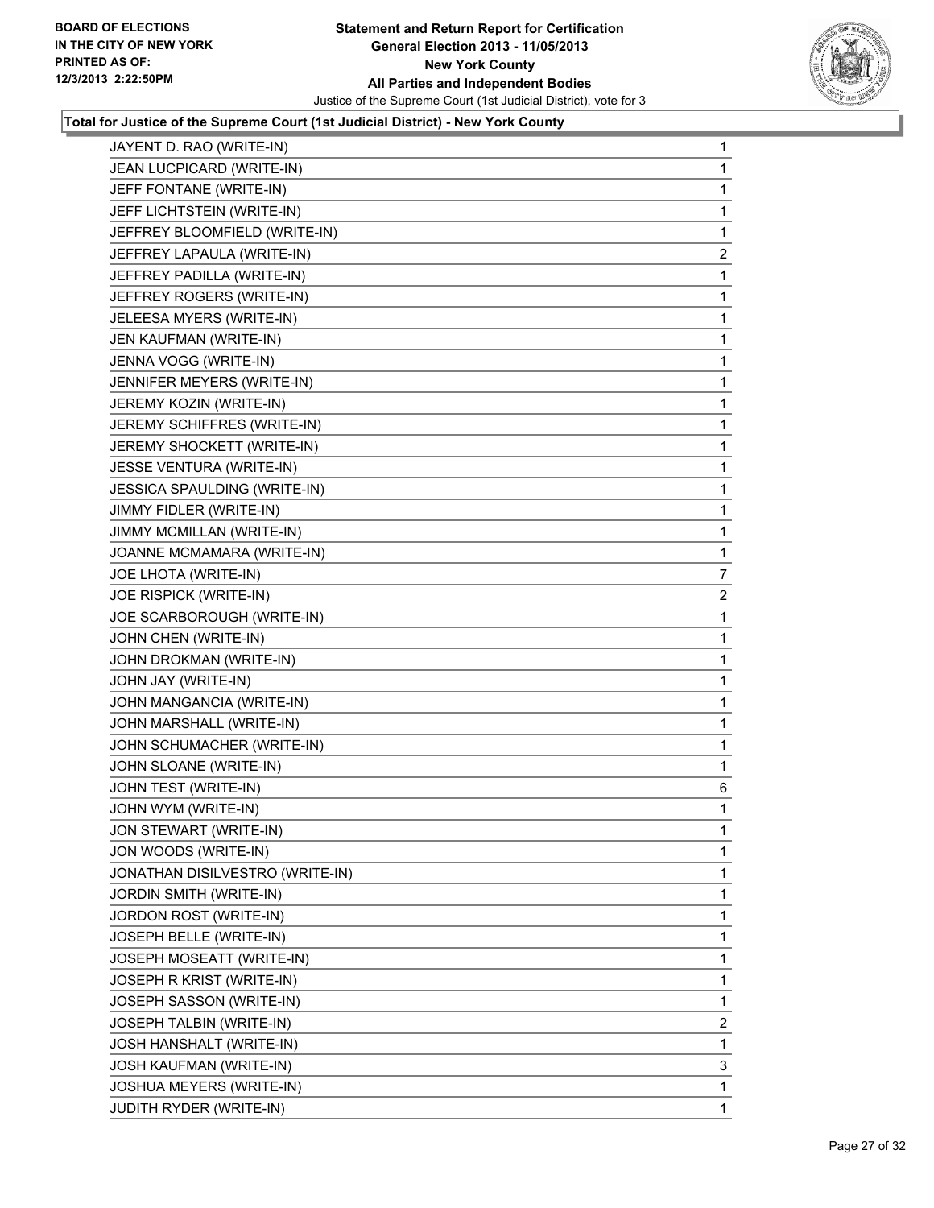**Total for Justice of the Supreme Court (1st Judicial District) - New York County**

| Candidate | Votes |
|---|---|
| JAYENT D. RAO (WRITE-IN) | 1 |
| JEAN LUCPICARD (WRITE-IN) | 1 |
| JEFF FONTANE (WRITE-IN) | 1 |
| JEFF LICHTSTEIN (WRITE-IN) | 1 |
| JEFFREY BLOOMFIELD (WRITE-IN) | 1 |
| JEFFREY LAPAULA (WRITE-IN) | 2 |
| JEFFREY PADILLA (WRITE-IN) | 1 |
| JEFFREY ROGERS (WRITE-IN) | 1 |
| JELEESA MYERS (WRITE-IN) | 1 |
| JEN KAUFMAN (WRITE-IN) | 1 |
| JENNA VOGG (WRITE-IN) | 1 |
| JENNIFER MEYERS (WRITE-IN) | 1 |
| JEREMY KOZIN (WRITE-IN) | 1 |
| JEREMY SCHIFFRES (WRITE-IN) | 1 |
| JEREMY SHOCKETT (WRITE-IN) | 1 |
| JESSE VENTURA (WRITE-IN) | 1 |
| JESSICA SPAULDING (WRITE-IN) | 1 |
| JIMMY FIDLER (WRITE-IN) | 1 |
| JIMMY MCMILLAN (WRITE-IN) | 1 |
| JOANNE MCMAMARA (WRITE-IN) | 1 |
| JOE LHOTA (WRITE-IN) | 7 |
| JOE RISPICK (WRITE-IN) | 2 |
| JOE SCARBOROUGH (WRITE-IN) | 1 |
| JOHN CHEN (WRITE-IN) | 1 |
| JOHN DROKMAN (WRITE-IN) | 1 |
| JOHN JAY (WRITE-IN) | 1 |
| JOHN MANGANCIA (WRITE-IN) | 1 |
| JOHN MARSHALL (WRITE-IN) | 1 |
| JOHN SCHUMACHER (WRITE-IN) | 1 |
| JOHN SLOANE (WRITE-IN) | 1 |
| JOHN TEST (WRITE-IN) | 6 |
| JOHN WYM (WRITE-IN) | 1 |
| JON STEWART (WRITE-IN) | 1 |
| JON WOODS (WRITE-IN) | 1 |
| JONATHAN DISILVESTRO (WRITE-IN) | 1 |
| JORDIN SMITH (WRITE-IN) | 1 |
| JORDON ROST (WRITE-IN) | 1 |
| JOSEPH BELLE (WRITE-IN) | 1 |
| JOSEPH MOSEATT (WRITE-IN) | 1 |
| JOSEPH R KRIST (WRITE-IN) | 1 |
| JOSEPH SASSON (WRITE-IN) | 1 |
| JOSEPH TALBIN (WRITE-IN) | 2 |
| JOSH HANSHALT (WRITE-IN) | 1 |
| JOSH KAUFMAN (WRITE-IN) | 3 |
| JOSHUA MEYERS (WRITE-IN) | 1 |
| JUDITH RYDER (WRITE-IN) | 1 |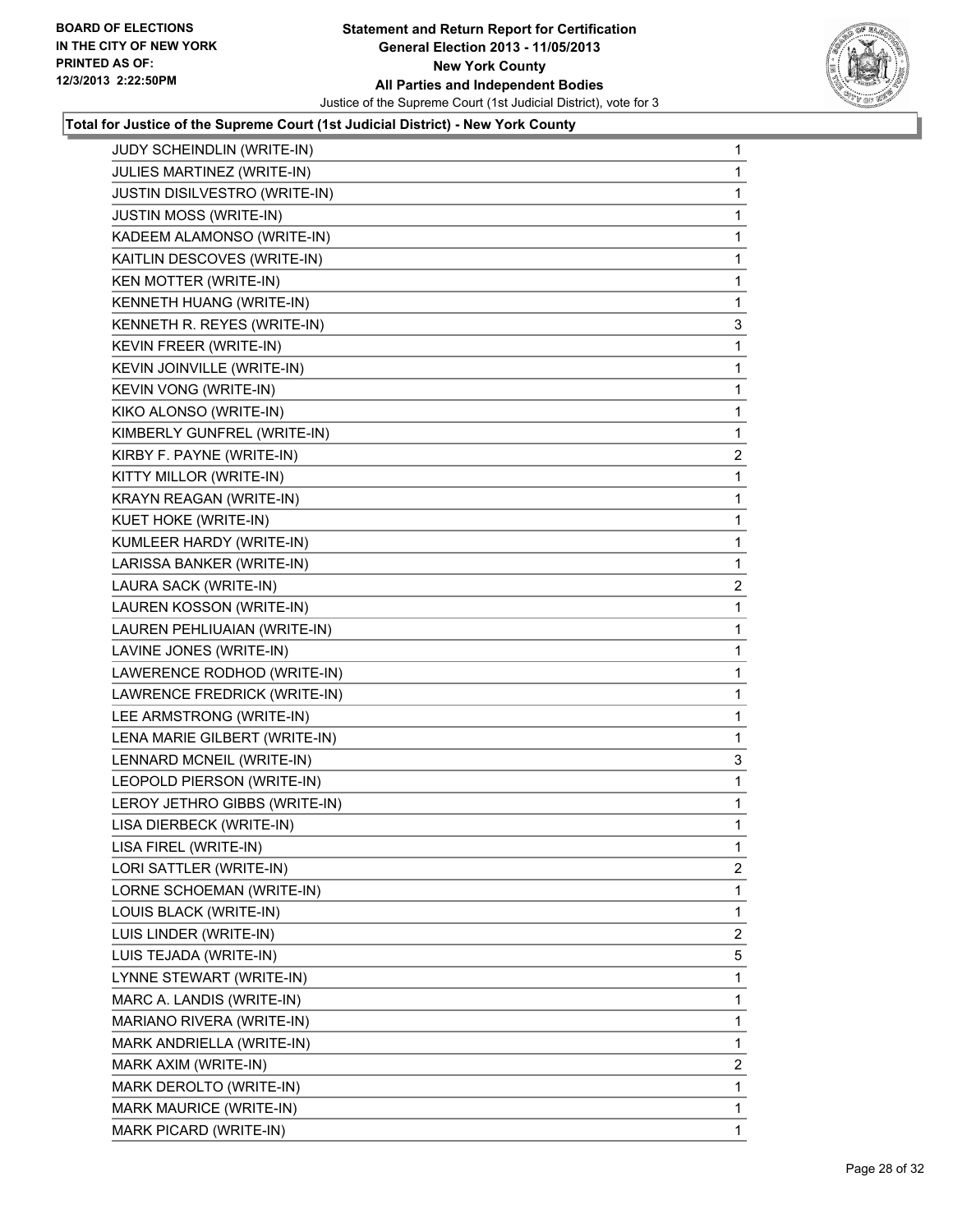**Total for Justice of the Supreme Court (1st Judicial District) - New York County**

| | |
|---|---|
| JUDY SCHEINDLIN (WRITE-IN) | 1 |
| JULIES MARTINEZ (WRITE-IN) | 1 |
| JUSTIN DISILVESTRO (WRITE-IN) | 1 |
| JUSTIN MOSS (WRITE-IN) | 1 |
| KADEEM ALAMONSO (WRITE-IN) | 1 |
| KAITLIN DESCOVES (WRITE-IN) | 1 |
| KEN MOTTER (WRITE-IN) | 1 |
| KENNETH HUANG (WRITE-IN) | 1 |
| KENNETH R. REYES (WRITE-IN) | 3 |
| KEVIN FREER (WRITE-IN) | 1 |
| KEVIN JOINVILLE (WRITE-IN) | 1 |
| KEVIN VONG (WRITE-IN) | 1 |
| KIKO ALONSO (WRITE-IN) | 1 |
| KIMBERLY GUNFREL (WRITE-IN) | 1 |
| KIRBY F. PAYNE (WRITE-IN) | 2 |
| KITTY MILLOR (WRITE-IN) | 1 |
| KRAYN REAGAN (WRITE-IN) | 1 |
| KUET HOKE (WRITE-IN) | 1 |
| KUMLEER HARDY (WRITE-IN) | 1 |
| LARISSA BANKER (WRITE-IN) | 1 |
| LAURA SACK (WRITE-IN) | 2 |
| LAUREN KOSSON (WRITE-IN) | 1 |
| LAUREN PEHLIUAIAN (WRITE-IN) | 1 |
| LAVINE JONES (WRITE-IN) | 1 |
| LAWERENCE RODHOD (WRITE-IN) | 1 |
| LAWRENCE FREDRICK (WRITE-IN) | 1 |
| LEE ARMSTRONG (WRITE-IN) | 1 |
| LENA MARIE GILBERT (WRITE-IN) | 1 |
| LENNARD MCNEIL (WRITE-IN) | 3 |
| LEOPOLD PIERSON (WRITE-IN) | 1 |
| LEROY JETHRO GIBBS (WRITE-IN) | 1 |
| LISA DIERBECK (WRITE-IN) | 1 |
| LISA FIREL (WRITE-IN) | 1 |
| LORI SATTLER (WRITE-IN) | 2 |
| LORNE SCHOEMAN (WRITE-IN) | 1 |
| LOUIS BLACK (WRITE-IN) | 1 |
| LUIS LINDER (WRITE-IN) | 2 |
| LUIS TEJADA (WRITE-IN) | 5 |
| LYNNE STEWART (WRITE-IN) | 1 |
| MARC A. LANDIS (WRITE-IN) | 1 |
| MARIANO RIVERA (WRITE-IN) | 1 |
| MARK ANDRIELLA (WRITE-IN) | 1 |
| MARK AXIM (WRITE-IN) | 2 |
| MARK DEROLTO (WRITE-IN) | 1 |
| MARK MAURICE (WRITE-IN) | 1 |
| MARK PICARD (WRITE-IN) | 1 |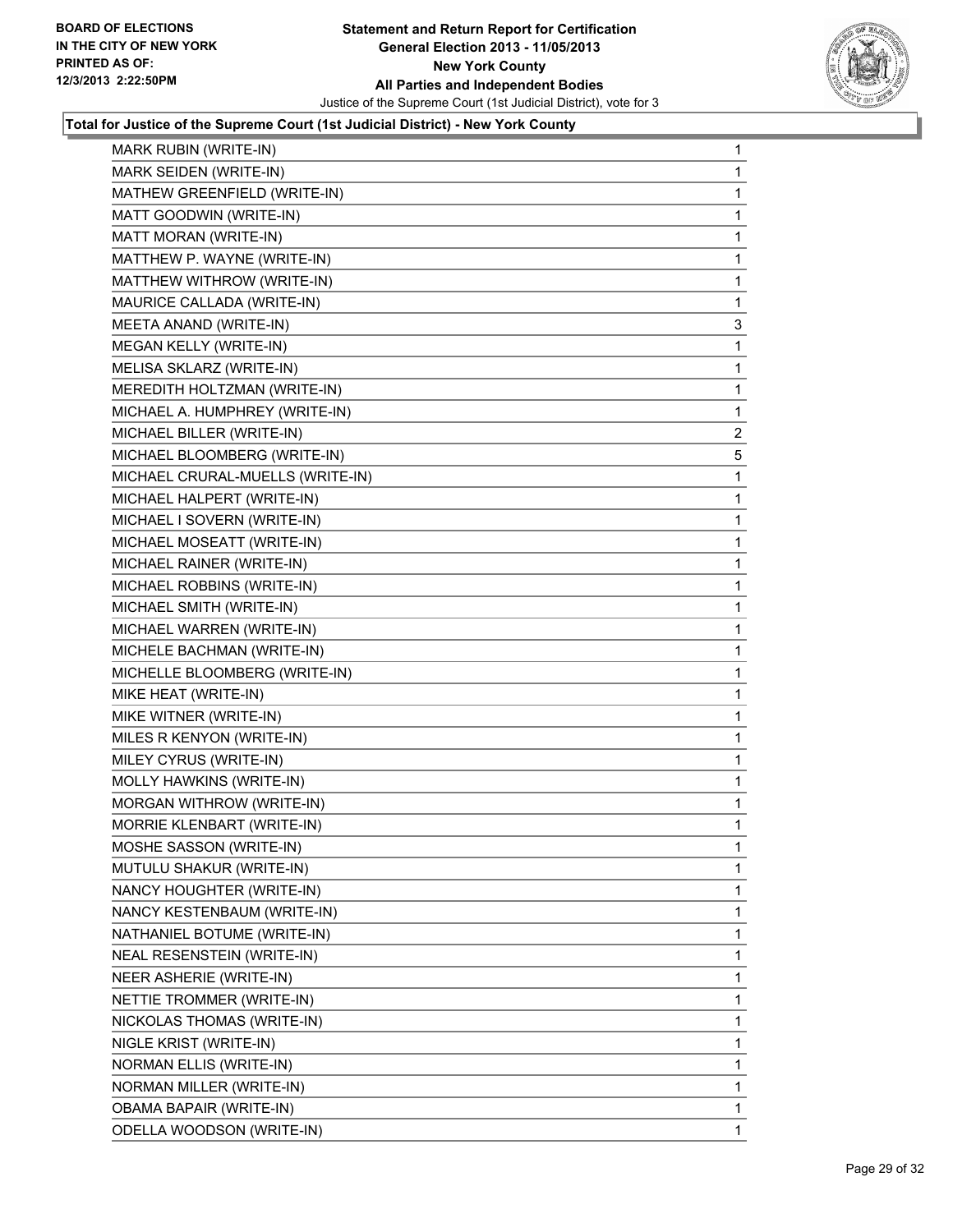**Total for Justice of the Supreme Court (1st Judicial District) - New York County**

| Candidate | Votes |
|---|---|
| MARK RUBIN (WRITE-IN) | 1 |
| MARK SEIDEN (WRITE-IN) | 1 |
| MATHEW GREENFIELD (WRITE-IN) | 1 |
| MATT GOODWIN (WRITE-IN) | 1 |
| MATT MORAN (WRITE-IN) | 1 |
| MATTHEW P. WAYNE (WRITE-IN) | 1 |
| MATTHEW WITHROW (WRITE-IN) | 1 |
| MAURICE CALLADA (WRITE-IN) | 1 |
| MEETA ANAND (WRITE-IN) | 3 |
| MEGAN KELLY (WRITE-IN) | 1 |
| MELISA SKLARZ (WRITE-IN) | 1 |
| MEREDITH HOLTZMAN (WRITE-IN) | 1 |
| MICHAEL A. HUMPHREY (WRITE-IN) | 1 |
| MICHAEL BILLER (WRITE-IN) | 2 |
| MICHAEL BLOOMBERG (WRITE-IN) | 5 |
| MICHAEL CRURAL-MUELLS (WRITE-IN) | 1 |
| MICHAEL HALPERT (WRITE-IN) | 1 |
| MICHAEL I SOVERN (WRITE-IN) | 1 |
| MICHAEL MOSEATT (WRITE-IN) | 1 |
| MICHAEL RAINER (WRITE-IN) | 1 |
| MICHAEL ROBBINS (WRITE-IN) | 1 |
| MICHAEL SMITH (WRITE-IN) | 1 |
| MICHAEL WARREN (WRITE-IN) | 1 |
| MICHELE BACHMAN (WRITE-IN) | 1 |
| MICHELLE BLOOMBERG (WRITE-IN) | 1 |
| MIKE HEAT (WRITE-IN) | 1 |
| MIKE WITNER (WRITE-IN) | 1 |
| MILES R KENYON (WRITE-IN) | 1 |
| MILEY CYRUS (WRITE-IN) | 1 |
| MOLLY HAWKINS (WRITE-IN) | 1 |
| MORGAN WITHROW (WRITE-IN) | 1 |
| MORRIE KLENBART (WRITE-IN) | 1 |
| MOSHE SASSON (WRITE-IN) | 1 |
| MUTULU SHAKUR (WRITE-IN) | 1 |
| NANCY HOUGHTER (WRITE-IN) | 1 |
| NANCY KESTENBAUM (WRITE-IN) | 1 |
| NATHANIEL BOTUME (WRITE-IN) | 1 |
| NEAL RESENSTEIN (WRITE-IN) | 1 |
| NEER ASHERIE (WRITE-IN) | 1 |
| NETTIE TROMMER (WRITE-IN) | 1 |
| NICKOLAS THOMAS (WRITE-IN) | 1 |
| NIGLE KRIST (WRITE-IN) | 1 |
| NORMAN ELLIS (WRITE-IN) | 1 |
| NORMAN MILLER (WRITE-IN) | 1 |
| OBAMA BAPAIR (WRITE-IN) | 1 |
| ODELLA WOODSON (WRITE-IN) | 1 |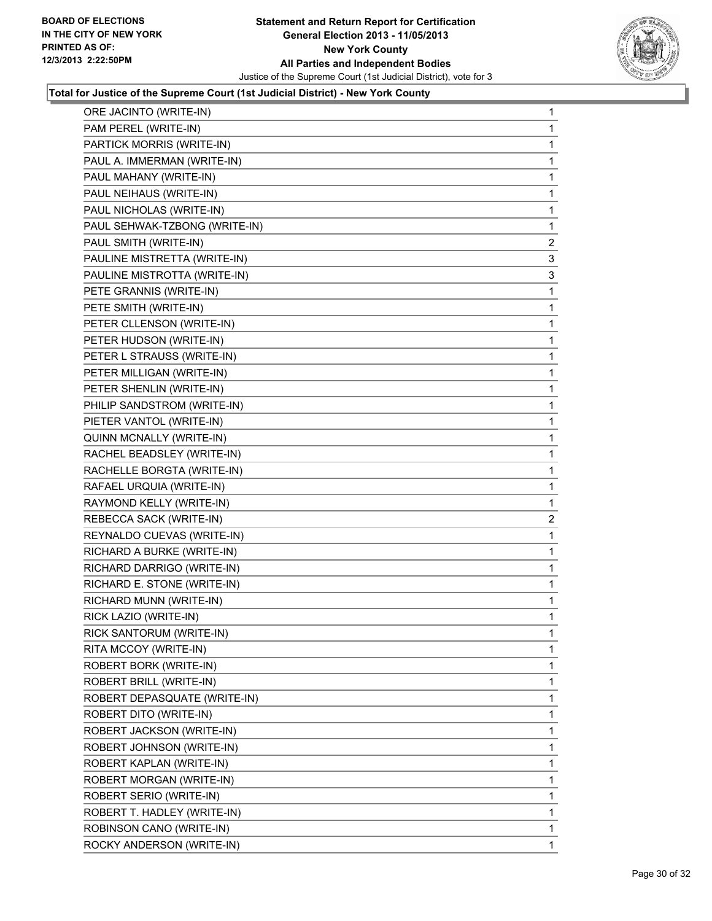**BOARD OF ELECTIONS IN THE CITY OF NEW YORK PRINTED AS OF: 12/3/2013 2:22:50PM**

**Statement and Return Report for Certification General Election 2013 - 11/05/2013 New York County All Parties and Independent Bodies**

Justice of the Supreme Court (1st Judicial District), vote for 3

### Total for Justice of the Supreme Court (1st Judicial District) - New York County

| | |
|---|---|
| ORE JACINTO (WRITE-IN) | 1 |
| PAM PEREL (WRITE-IN) | 1 |
| PARTICK MORRIS (WRITE-IN) | 1 |
| PAUL A. IMMERMAN (WRITE-IN) | 1 |
| PAUL MAHANY (WRITE-IN) | 1 |
| PAUL NEIHAUS (WRITE-IN) | 1 |
| PAUL NICHOLAS (WRITE-IN) | 1 |
| PAUL SEHWAK-TZBONG (WRITE-IN) | 1 |
| PAUL SMITH (WRITE-IN) | 2 |
| PAULINE MISTRETTA (WRITE-IN) | 3 |
| PAULINE MISTROTTA (WRITE-IN) | 3 |
| PETE GRANNIS (WRITE-IN) | 1 |
| PETE SMITH (WRITE-IN) | 1 |
| PETER CLLENSON (WRITE-IN) | 1 |
| PETER HUDSON (WRITE-IN) | 1 |
| PETER L STRAUSS (WRITE-IN) | 1 |
| PETER MILLIGAN (WRITE-IN) | 1 |
| PETER SHENLIN (WRITE-IN) | 1 |
| PHILIP SANDSTROM (WRITE-IN) | 1 |
| PIETER VANTOL (WRITE-IN) | 1 |
| QUINN MCNALLY (WRITE-IN) | 1 |
| RACHEL BEADSLEY (WRITE-IN) | 1 |
| RACHELLE BORGTA (WRITE-IN) | 1 |
| RAFAEL URQUIA (WRITE-IN) | 1 |
| RAYMOND KELLY (WRITE-IN) | 1 |
| REBECCA SACK (WRITE-IN) | 2 |
| REYNALDO CUEVAS (WRITE-IN) | 1 |
| RICHARD A BURKE (WRITE-IN) | 1 |
| RICHARD DARRIGO (WRITE-IN) | 1 |
| RICHARD E. STONE (WRITE-IN) | 1 |
| RICHARD MUNN (WRITE-IN) | 1 |
| RICK LAZIO (WRITE-IN) | 1 |
| RICK SANTORUM (WRITE-IN) | 1 |
| RITA MCCOY (WRITE-IN) | 1 |
| ROBERT BORK (WRITE-IN) | 1 |
| ROBERT BRILL (WRITE-IN) | 1 |
| ROBERT DEPASQUATE (WRITE-IN) | 1 |
| ROBERT DITO (WRITE-IN) | 1 |
| ROBERT JACKSON (WRITE-IN) | 1 |
| ROBERT JOHNSON (WRITE-IN) | 1 |
| ROBERT KAPLAN (WRITE-IN) | 1 |
| ROBERT MORGAN (WRITE-IN) | 1 |
| ROBERT SERIO (WRITE-IN) | 1 |
| ROBERT T. HADLEY (WRITE-IN) | 1 |
| ROBINSON CANO (WRITE-IN) | 1 |
| ROCKY ANDERSON (WRITE-IN) | 1 |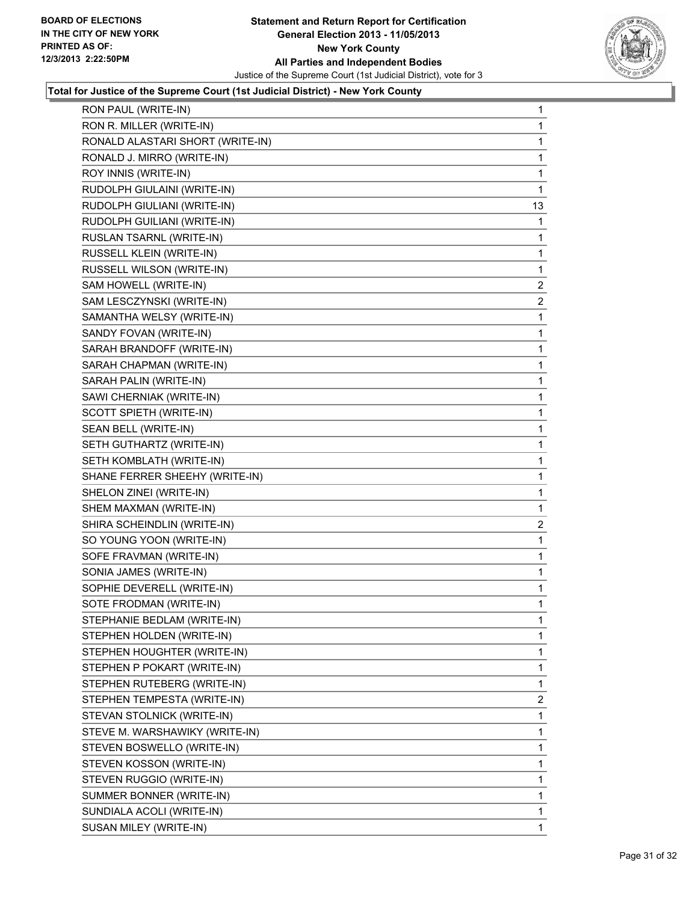**Total for Justice of the Supreme Court (1st Judicial District) - New York County**

| Candidate | Votes |
|---|---|
| RON PAUL (WRITE-IN) | 1 |
| RON R. MILLER (WRITE-IN) | 1 |
| RONALD ALASTARI SHORT (WRITE-IN) | 1 |
| RONALD J. MIRRO (WRITE-IN) | 1 |
| ROY INNIS (WRITE-IN) | 1 |
| RUDOLPH GIULAINI (WRITE-IN) | 1 |
| RUDOLPH GIULIANI (WRITE-IN) | 13 |
| RUDOLPH GUILIANI (WRITE-IN) | 1 |
| RUSLAN TSARNL (WRITE-IN) | 1 |
| RUSSELL KLEIN (WRITE-IN) | 1 |
| RUSSELL WILSON (WRITE-IN) | 1 |
| SAM HOWELL (WRITE-IN) | 2 |
| SAM LESCZYNSKI (WRITE-IN) | 2 |
| SAMANTHA WELSY (WRITE-IN) | 1 |
| SANDY FOVAN (WRITE-IN) | 1 |
| SARAH BRANDOFF (WRITE-IN) | 1 |
| SARAH CHAPMAN (WRITE-IN) | 1 |
| SARAH PALIN (WRITE-IN) | 1 |
| SAWI CHERNIAK (WRITE-IN) | 1 |
| SCOTT SPIETH (WRITE-IN) | 1 |
| SEAN BELL (WRITE-IN) | 1 |
| SETH GUTHARTZ (WRITE-IN) | 1 |
| SETH KOMBLATH (WRITE-IN) | 1 |
| SHANE FERRER SHEEHY (WRITE-IN) | 1 |
| SHELON ZINEI (WRITE-IN) | 1 |
| SHEM MAXMAN (WRITE-IN) | 1 |
| SHIRA SCHEINDLIN (WRITE-IN) | 2 |
| SO YOUNG YOON (WRITE-IN) | 1 |
| SOFE FRAVMAN (WRITE-IN) | 1 |
| SONIA JAMES (WRITE-IN) | 1 |
| SOPHIE DEVERELL (WRITE-IN) | 1 |
| SOTE FRODMAN (WRITE-IN) | 1 |
| STEPHANIE BEDLAM (WRITE-IN) | 1 |
| STEPHEN HOLDEN (WRITE-IN) | 1 |
| STEPHEN HOUGHTER (WRITE-IN) | 1 |
| STEPHEN P POKART (WRITE-IN) | 1 |
| STEPHEN RUTEBERG (WRITE-IN) | 1 |
| STEPHEN TEMPESTA (WRITE-IN) | 2 |
| STEVAN STOLNICK (WRITE-IN) | 1 |
| STEVE M. WARSHAWIKY (WRITE-IN) | 1 |
| STEVEN BOSWELLO (WRITE-IN) | 1 |
| STEVEN KOSSON (WRITE-IN) | 1 |
| STEVEN RUGGIO (WRITE-IN) | 1 |
| SUMMER BONNER (WRITE-IN) | 1 |
| SUNDIALA ACOLI (WRITE-IN) | 1 |
| SUSAN MILEY (WRITE-IN) | 1 |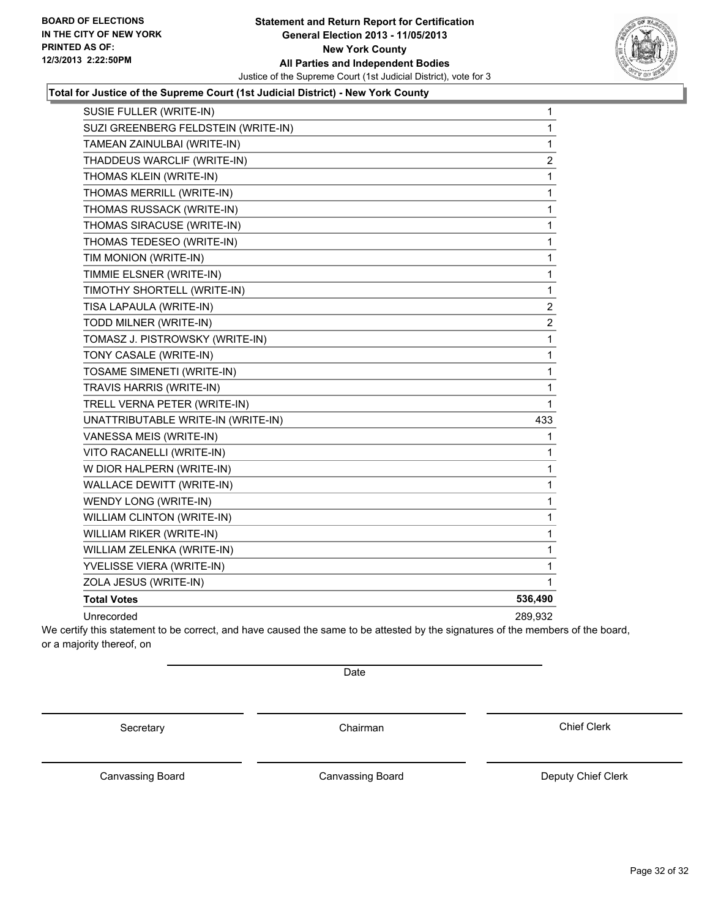**BOARD OF ELECTIONS IN THE CITY OF NEW YORK PRINTED AS OF: 12/3/2013 2:22:50PM**

**Statement and Return Report for Certification General Election 2013 - 11/05/2013 New York County All Parties and Independent Bodies**

Justice of the Supreme Court (1st Judicial District), vote for 3

**Total for Justice of the Supreme Court (1st Judicial District) - New York County**

| | |
|---|---|
| SUSIE FULLER (WRITE-IN) | 1 |
| SUZI GREENBERG FELDSTEIN (WRITE-IN) | 1 |
| TAMEAN ZAINULBAI (WRITE-IN) | 1 |
| THADDEUS WARCLIF (WRITE-IN) | 2 |
| THOMAS KLEIN (WRITE-IN) | 1 |
| THOMAS MERRILL (WRITE-IN) | 1 |
| THOMAS RUSSACK (WRITE-IN) | 1 |
| THOMAS SIRACUSE (WRITE-IN) | 1 |
| THOMAS TEDESEO (WRITE-IN) | 1 |
| TIM MONION (WRITE-IN) | 1 |
| TIMMIE ELSNER (WRITE-IN) | 1 |
| TIMOTHY SHORTELL (WRITE-IN) | 1 |
| TISA LAPAULA (WRITE-IN) | 2 |
| TODD MILNER (WRITE-IN) | 2 |
| TOMASZ J. PISTROWSKY (WRITE-IN) | 1 |
| TONY CASALE (WRITE-IN) | 1 |
| TOSAME SIMENETI (WRITE-IN) | 1 |
| TRAVIS HARRIS (WRITE-IN) | 1 |
| TRELL VERNA PETER (WRITE-IN) | 1 |
| UNATTRIBUTABLE WRITE-IN (WRITE-IN) | 433 |
| VANESSA MEIS (WRITE-IN) | 1 |
| VITO RACANELLI (WRITE-IN) | 1 |
| W DIOR HALPERN (WRITE-IN) | 1 |
| WALLACE DEWITT (WRITE-IN) | 1 |
| WENDY LONG (WRITE-IN) | 1 |
| WILLIAM CLINTON (WRITE-IN) | 1 |
| WILLIAM RIKER (WRITE-IN) | 1 |
| WILLIAM ZELENKA (WRITE-IN) | 1 |
| YVELISSE VIERA (WRITE-IN) | 1 |
| ZOLA JESUS (WRITE-IN) | 1 |
| **Total Votes** | **536,490** |
| Unrecorded | 289,932 |

We certify this statement to be correct, and have caused the same to be attested by the signatures of the members of the board, or a majority thereof, on

Date

Secretary | Chairman | Chief Clerk

Canvassing Board | Canvassing Board | Deputy Chief Clerk